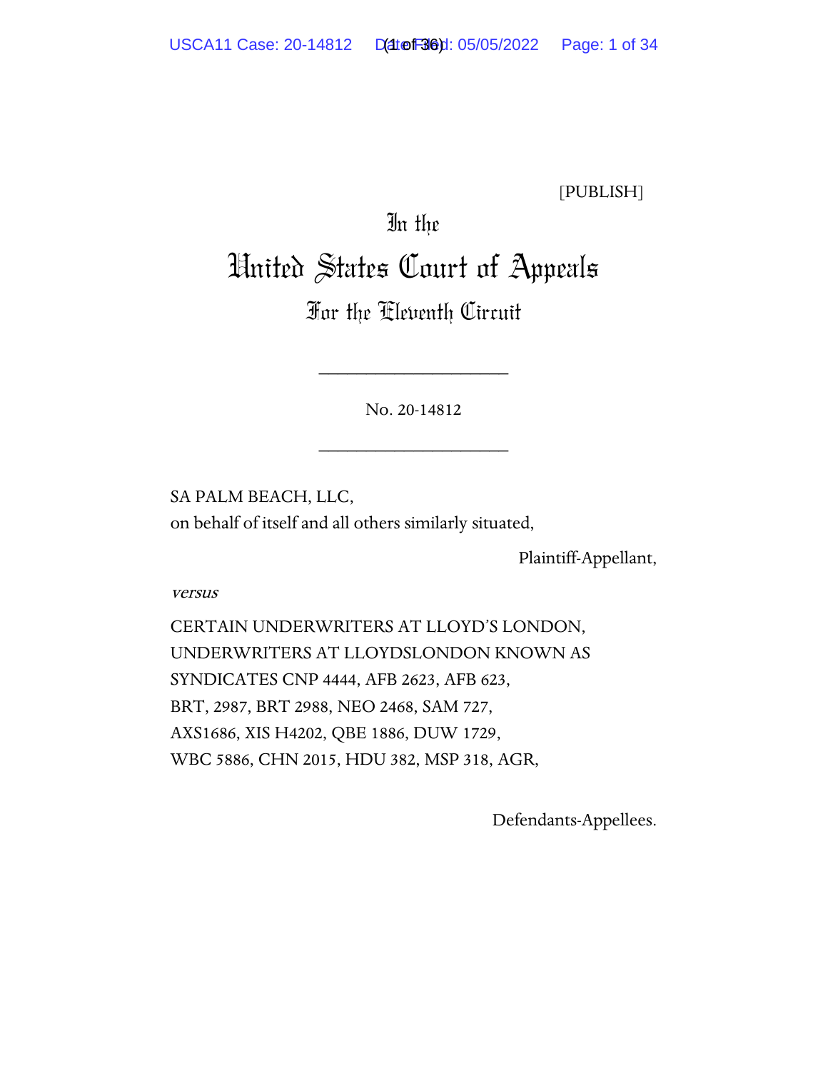[PUBLISH]

# In the United States Court of Appeals For the Eleventh Circuit

____________________

No. 20-14812

____________________

SA PALM BEACH, LLC,
on behalf of itself and all others similarly situated,

Plaintiff-Appellant,

*versus*

CERTAIN UNDERWRITERS AT LLOYD'S LONDON,
UNDERWRITERS AT LLOYDSLONDON KNOWN AS
SYNDICATES CNP 4444, AFB 2623, AFB 623,
BRT, 2987, BRT 2988, NEO 2468, SAM 727,
AXS1686, XIS H4202, QBE 1886, DUW 1729,
WBC 5886, CHN 2015, HDU 382, MSP 318, AGR,

Defendants-Appellees.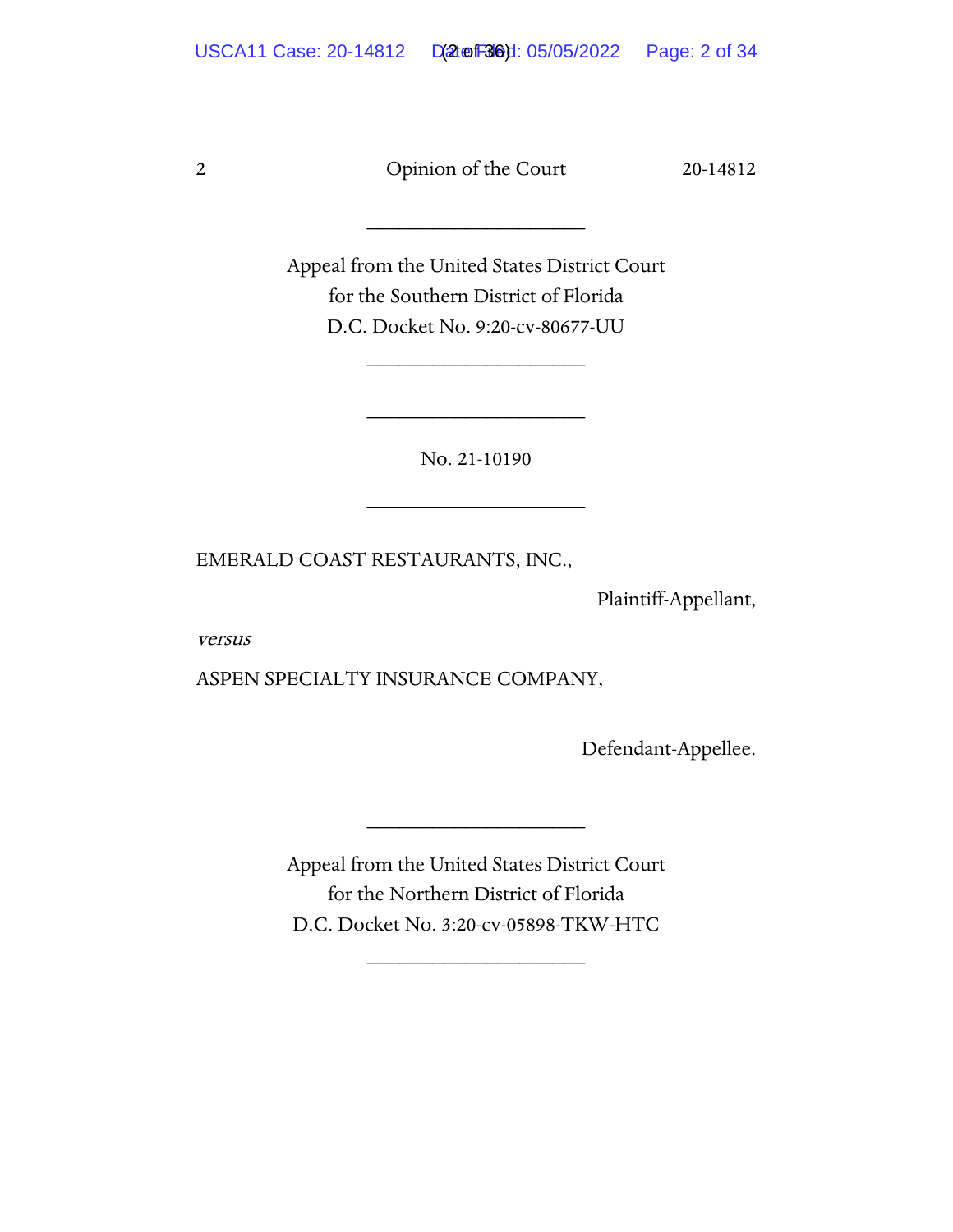---

Appeal from the United States District Court
for the Southern District of Florida
D.C. Docket No. 9:20-cv-80677-UU

---

---

No. 21-10190

---

EMERALD COAST RESTAURANTS, INC.,

Plaintiff-Appellant,

*versus*

ASPEN SPECIALTY INSURANCE COMPANY,

Defendant-Appellee.

---

Appeal from the United States District Court
for the Northern District of Florida
D.C. Docket No. 3:20-cv-05898-TKW-HTC

---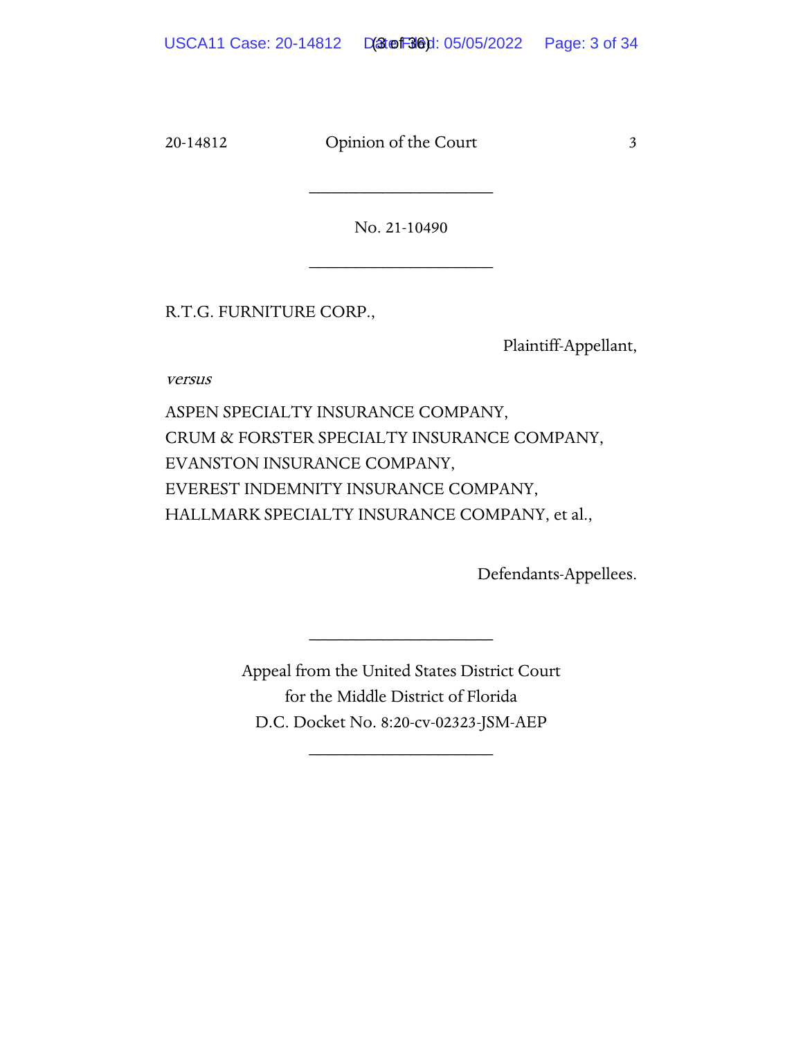---

No. 21-10490

---

R.T.G. FURNITURE CORP.,

Plaintiff-Appellant,

*versus*

ASPEN SPECIALTY INSURANCE COMPANY,
CRUM & FORSTER SPECIALTY INSURANCE COMPANY,
EVANSTON INSURANCE COMPANY,
EVEREST INDEMNITY INSURANCE COMPANY,
HALLMARK SPECIALTY INSURANCE COMPANY, et al.,

Defendants-Appellees.

---

Appeal from the United States District Court
for the Middle District of Florida
D.C. Docket No. 8:20-cv-02323-JSM-AEP

---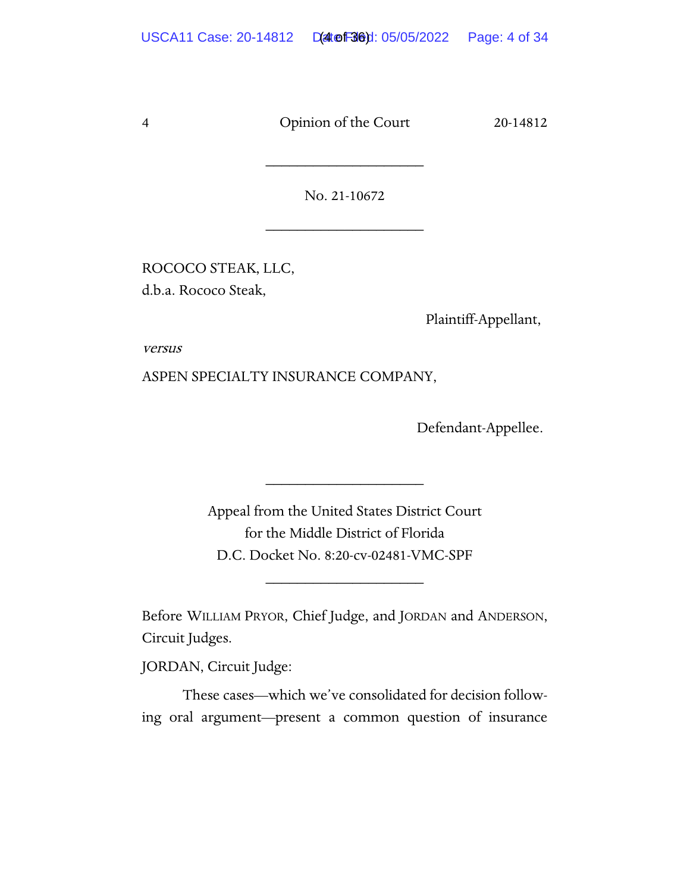No. 21-10672

ROCOCO STEAK, LLC,
d.b.a. Rococo Steak,

Plaintiff-Appellant,

*versus*

ASPEN SPECIALTY INSURANCE COMPANY,

Defendant-Appellee.

Appeal from the United States District Court
for the Middle District of Florida
D.C. Docket No. 8:20-cv-02481-VMC-SPF

Before WILLIAM PRYOR, Chief Judge, and JORDAN and ANDERSON, Circuit Judges.

JORDAN, Circuit Judge:

These cases—which we've consolidated for decision following oral argument—present a common question of insurance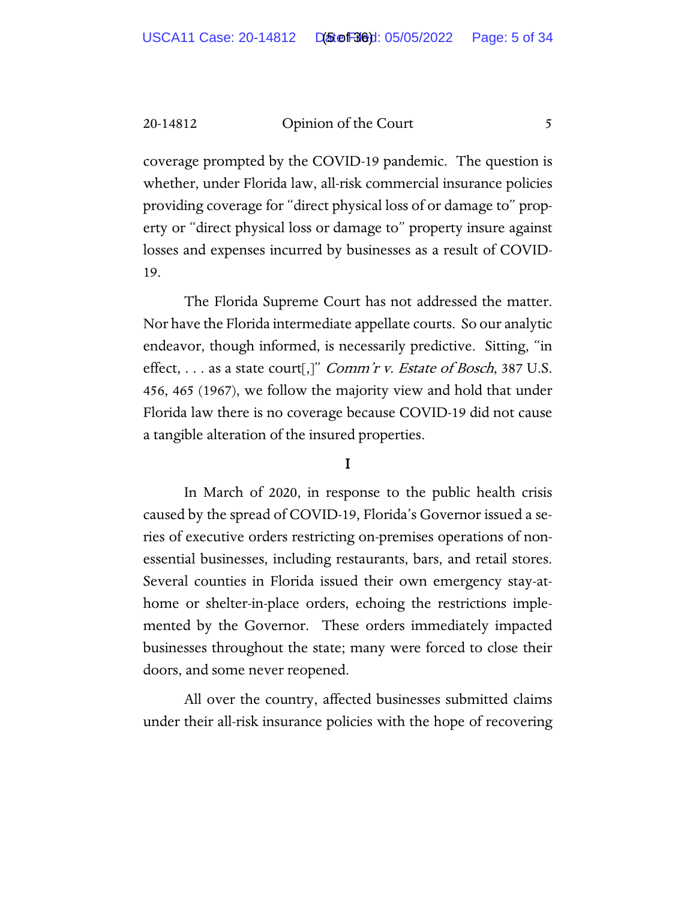coverage prompted by the COVID-19 pandemic. The question is whether, under Florida law, all-risk commercial insurance policies providing coverage for "direct physical loss of or damage to" property or "direct physical loss or damage to" property insure against losses and expenses incurred by businesses as a result of COVID-19.

The Florida Supreme Court has not addressed the matter. Nor have the Florida intermediate appellate courts. So our analytic endeavor, though informed, is necessarily predictive. Sitting, "in effect, . . . as a state court[,]" *Comm'r v. Estate of Bosch*, 387 U.S. 456, 465 (1967), we follow the majority view and hold that under Florida law there is no coverage because COVID-19 did not cause a tangible alteration of the insured properties.

## I

In March of 2020, in response to the public health crisis caused by the spread of COVID-19, Florida's Governor issued a series of executive orders restricting on-premises operations of non-essential businesses, including restaurants, bars, and retail stores. Several counties in Florida issued their own emergency stay-at-home or shelter-in-place orders, echoing the restrictions implemented by the Governor. These orders immediately impacted businesses throughout the state; many were forced to close their doors, and some never reopened.

All over the country, affected businesses submitted claims under their all-risk insurance policies with the hope of recovering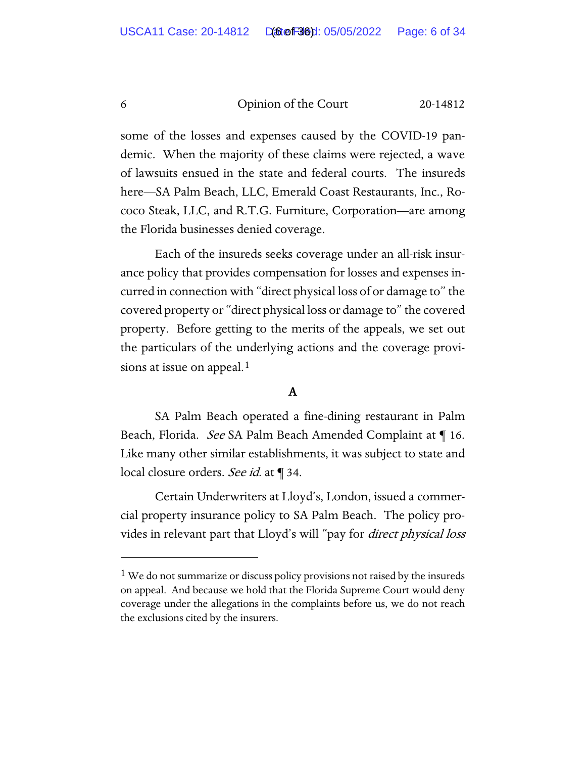some of the losses and expenses caused by the COVID-19 pandemic. When the majority of these claims were rejected, a wave of lawsuits ensued in the state and federal courts. The insureds here—SA Palm Beach, LLC, Emerald Coast Restaurants, Inc., Rococo Steak, LLC, and R.T.G. Furniture, Corporation—are among the Florida businesses denied coverage.

Each of the insureds seeks coverage under an all-risk insurance policy that provides compensation for losses and expenses incurred in connection with "direct physical loss of or damage to" the covered property or "direct physical loss or damage to" the covered property. Before getting to the merits of the appeals, we set out the particulars of the underlying actions and the coverage provisions at issue on appeal.[1]

**A**

SA Palm Beach operated a fine-dining restaurant in Palm Beach, Florida. *See* SA Palm Beach Amended Complaint at ¶ 16. Like many other similar establishments, it was subject to state and local closure orders. *See id.* at ¶ 34.

Certain Underwriters at Lloyd's, London, issued a commercial property insurance policy to SA Palm Beach. The policy provides in relevant part that Lloyd's will "pay for *direct physical loss*

---

[1] We do not summarize or discuss policy provisions not raised by the insureds on appeal. And because we hold that the Florida Supreme Court would deny coverage under the allegations in the complaints before us, we do not reach the exclusions cited by the insurers.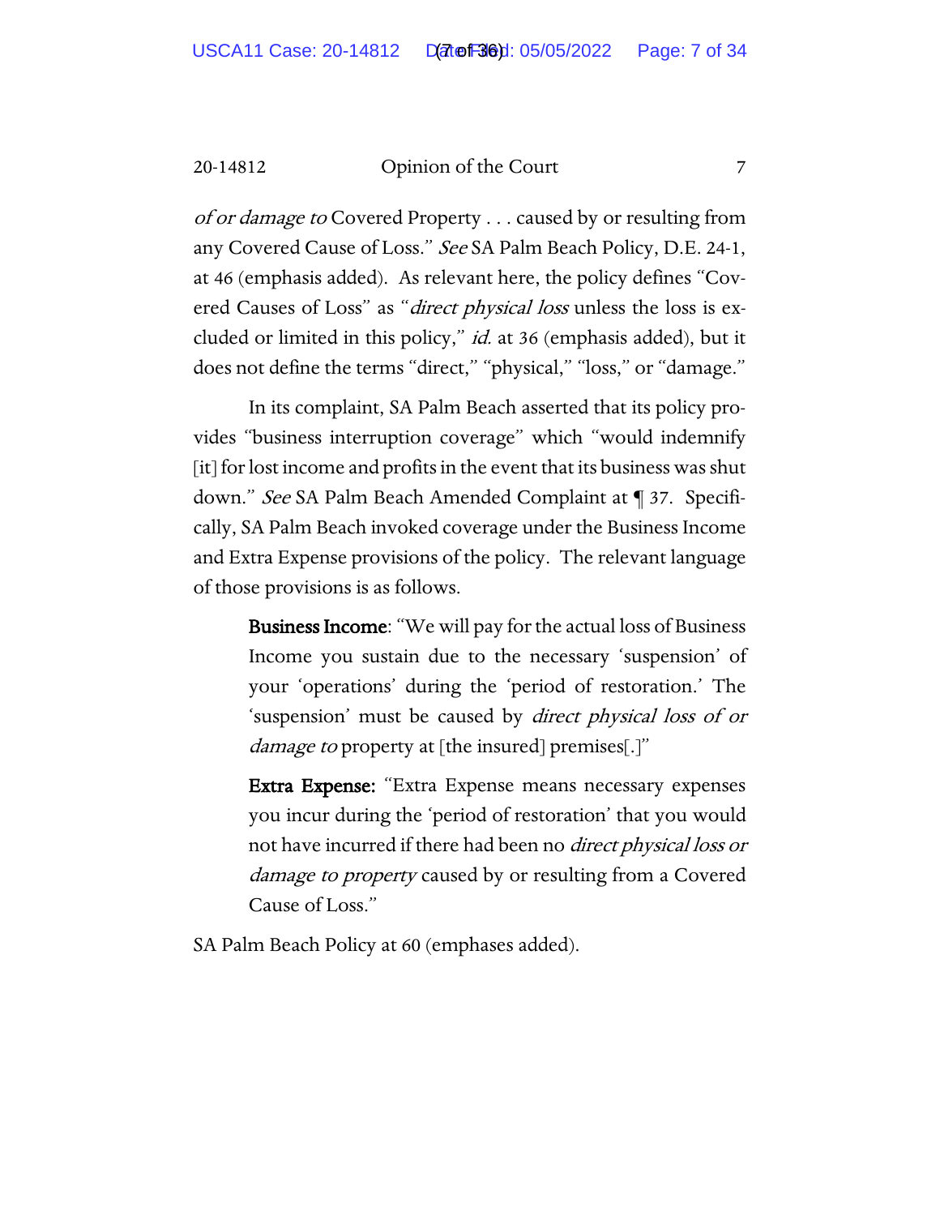*of or damage to* Covered Property . . . caused by or resulting from any Covered Cause of Loss." *See* SA Palm Beach Policy, D.E. 24-1, at 46 (emphasis added). As relevant here, the policy defines "Covered Causes of Loss" as "*direct physical loss* unless the loss is excluded or limited in this policy," *id.* at 36 (emphasis added), but it does not define the terms "direct," "physical," "loss," or "damage."

In its complaint, SA Palm Beach asserted that its policy provides "business interruption coverage" which "would indemnify [it] for lost income and profits in the event that its business was shut down." *See* SA Palm Beach Amended Complaint at ¶ 37. Specifically, SA Palm Beach invoked coverage under the Business Income and Extra Expense provisions of the policy. The relevant language of those provisions is as follows.

> **Business Income**: "We will pay for the actual loss of Business Income you sustain due to the necessary 'suspension' of your 'operations' during the 'period of restoration.' The 'suspension' must be caused by *direct physical loss of or damage to* property at [the insured] premises[.]"
>
> **Extra Expense:** "Extra Expense means necessary expenses you incur during the 'period of restoration' that you would not have incurred if there had been no *direct physical loss or damage to property* caused by or resulting from a Covered Cause of Loss."

SA Palm Beach Policy at 60 (emphases added).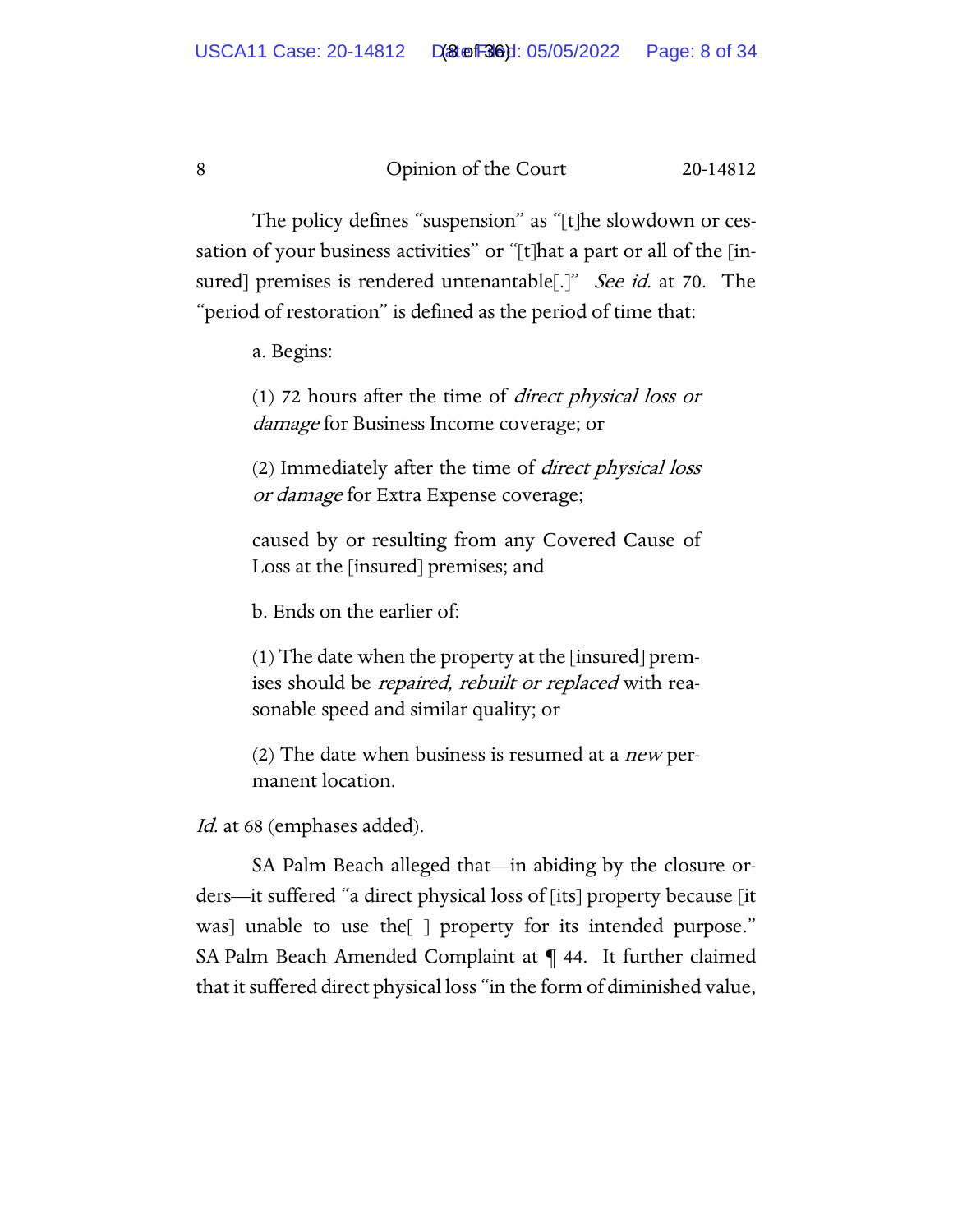The policy defines "suspension" as "[t]he slowdown or cessation of your business activities" or "[t]hat a part or all of the [insured] premises is rendered untenantable[.]" *See id.* at 70. The "period of restoration" is defined as the period of time that:

> a. Begins:
>
> (1) 72 hours after the time of *direct physical loss or damage* for Business Income coverage; or
>
> (2) Immediately after the time of *direct physical loss or damage* for Extra Expense coverage;
>
> caused by or resulting from any Covered Cause of Loss at the [insured] premises; and
>
> b. Ends on the earlier of:
>
> (1) The date when the property at the [insured] premises should be *repaired, rebuilt or replaced* with reasonable speed and similar quality; or
>
> (2) The date when business is resumed at a *new* permanent location.

*Id.* at 68 (emphases added).

SA Palm Beach alleged that—in abiding by the closure orders—it suffered "a direct physical loss of [its] property because [it was] unable to use the[ ] property for its intended purpose." SA Palm Beach Amended Complaint at ¶ 44. It further claimed that it suffered direct physical loss "in the form of diminished value,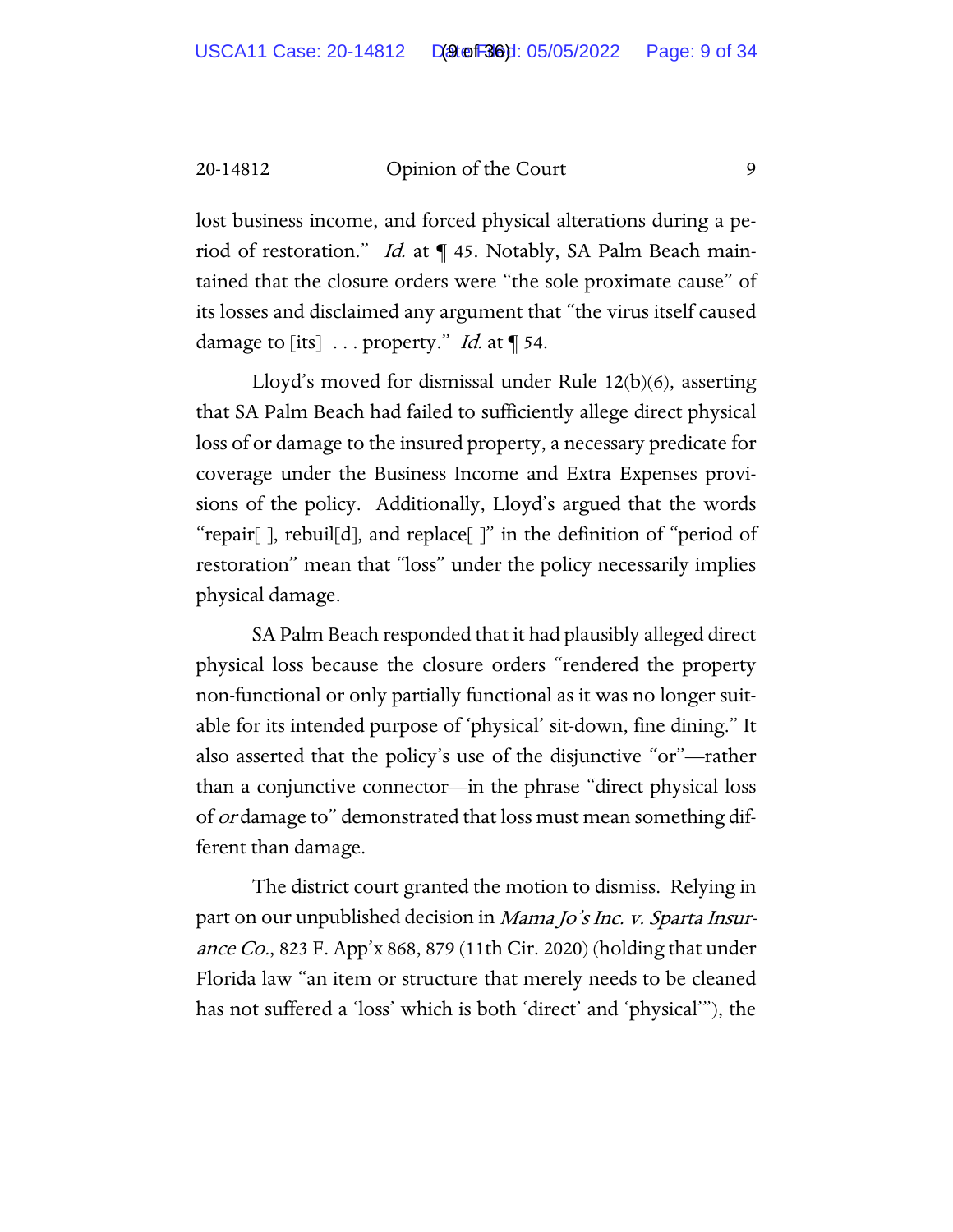lost business income, and forced physical alterations during a period of restoration." *Id.* at ¶ 45. Notably, SA Palm Beach maintained that the closure orders were "the sole proximate cause" of its losses and disclaimed any argument that "the virus itself caused damage to [its] . . . property." *Id.* at ¶ 54.

Lloyd's moved for dismissal under Rule 12(b)(6), asserting that SA Palm Beach had failed to sufficiently allege direct physical loss of or damage to the insured property, a necessary predicate for coverage under the Business Income and Extra Expenses provisions of the policy. Additionally, Lloyd's argued that the words "repair[ ], rebuil[d], and replace[ ]" in the definition of "period of restoration" mean that "loss" under the policy necessarily implies physical damage.

SA Palm Beach responded that it had plausibly alleged direct physical loss because the closure orders "rendered the property non-functional or only partially functional as it was no longer suitable for its intended purpose of 'physical' sit-down, fine dining." It also asserted that the policy's use of the disjunctive "or"—rather than a conjunctive connector—in the phrase "direct physical loss of *or* damage to" demonstrated that loss must mean something different than damage.

The district court granted the motion to dismiss. Relying in part on our unpublished decision in *Mama Jo's Inc. v. Sparta Insurance Co.*, 823 F. App'x 868, 879 (11th Cir. 2020) (holding that under Florida law "an item or structure that merely needs to be cleaned has not suffered a 'loss' which is both 'direct' and 'physical'"), the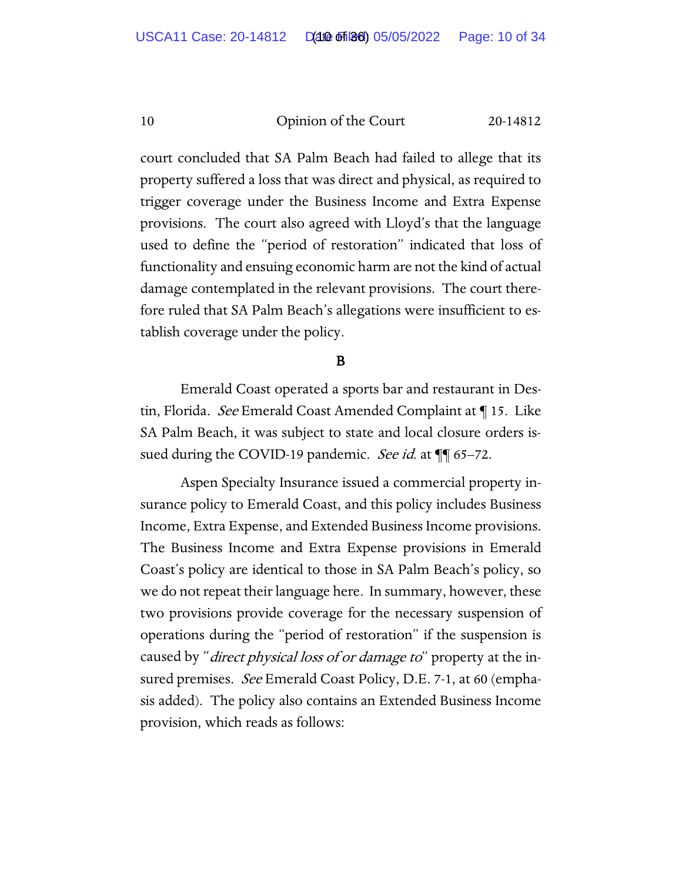court concluded that SA Palm Beach had failed to allege that its property suffered a loss that was direct and physical, as required to trigger coverage under the Business Income and Extra Expense provisions. The court also agreed with Lloyd's that the language used to define the "period of restoration" indicated that loss of functionality and ensuing economic harm are not the kind of actual damage contemplated in the relevant provisions. The court therefore ruled that SA Palm Beach's allegations were insufficient to establish coverage under the policy.

### B

Emerald Coast operated a sports bar and restaurant in Destin, Florida. *See* Emerald Coast Amended Complaint at ¶ 15. Like SA Palm Beach, it was subject to state and local closure orders issued during the COVID-19 pandemic. *See id.* at ¶¶ 65–72.

Aspen Specialty Insurance issued a commercial property insurance policy to Emerald Coast, and this policy includes Business Income, Extra Expense, and Extended Business Income provisions. The Business Income and Extra Expense provisions in Emerald Coast's policy are identical to those in SA Palm Beach's policy, so we do not repeat their language here. In summary, however, these two provisions provide coverage for the necessary suspension of operations during the "period of restoration" if the suspension is caused by "*direct physical loss of or damage to*" property at the insured premises. *See* Emerald Coast Policy, D.E. 7-1, at 60 (emphasis added). The policy also contains an Extended Business Income provision, which reads as follows: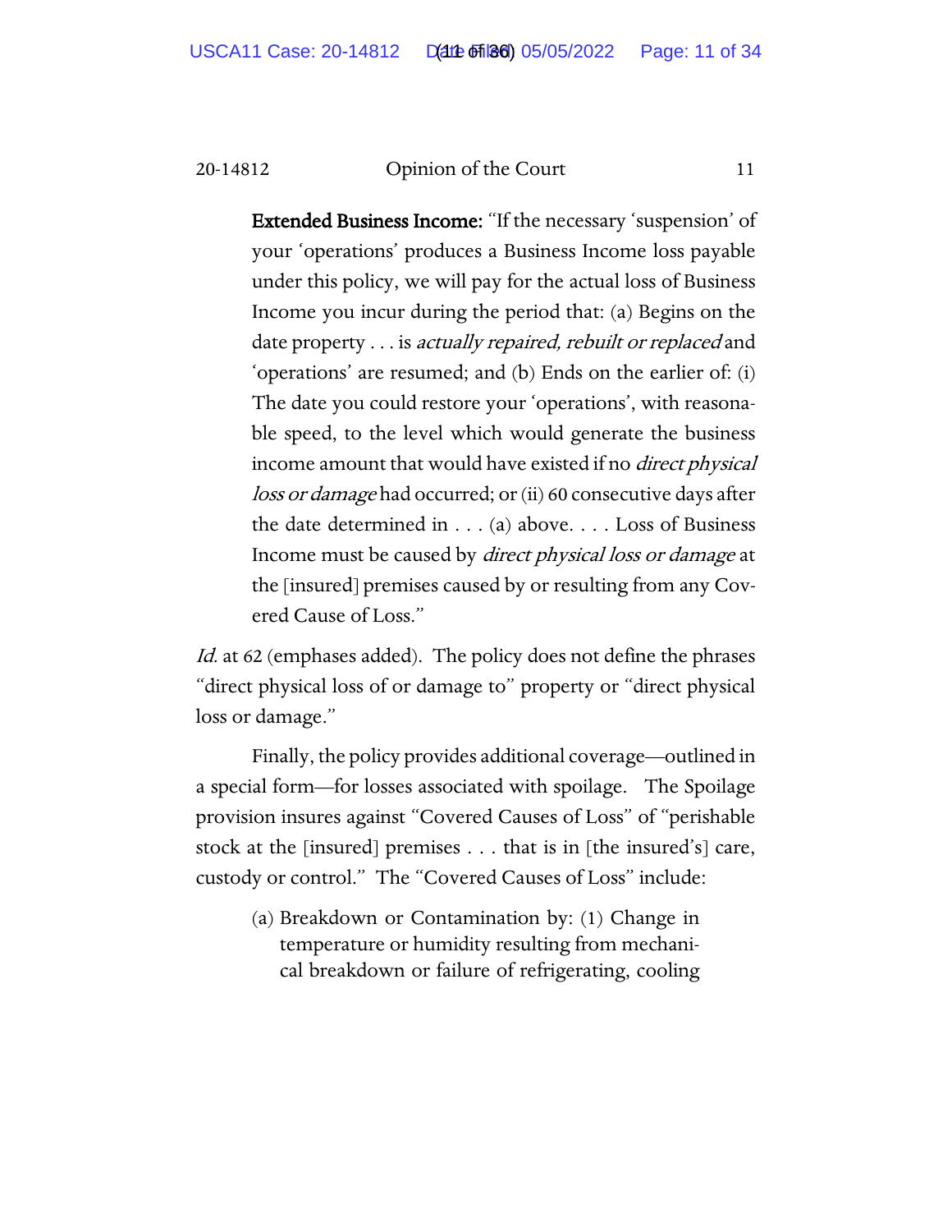> **Extended Business Income:** "If the necessary 'suspension' of your 'operations' produces a Business Income loss payable under this policy, we will pay for the actual loss of Business Income you incur during the period that: (a) Begins on the date property . . . is *actually repaired, rebuilt or replaced* and 'operations' are resumed; and (b) Ends on the earlier of: (i) The date you could restore your 'operations', with reasonable speed, to the level which would generate the business income amount that would have existed if no *direct physical loss or damage* had occurred; or (ii) 60 consecutive days after the date determined in . . . (a) above. . . . Loss of Business Income must be caused by *direct physical loss or damage* at the [insured] premises caused by or resulting from any Covered Cause of Loss."

*Id.* at 62 (emphases added). The policy does not define the phrases "direct physical loss of or damage to" property or "direct physical loss or damage."

Finally, the policy provides additional coverage—outlined in a special form—for losses associated with spoilage. The Spoilage provision insures against "Covered Causes of Loss" of "perishable stock at the [insured] premises . . . that is in [the insured's] care, custody or control." The "Covered Causes of Loss" include:

> (a) Breakdown or Contamination by: (1) Change in temperature or humidity resulting from mechanical breakdown or failure of refrigerating, cooling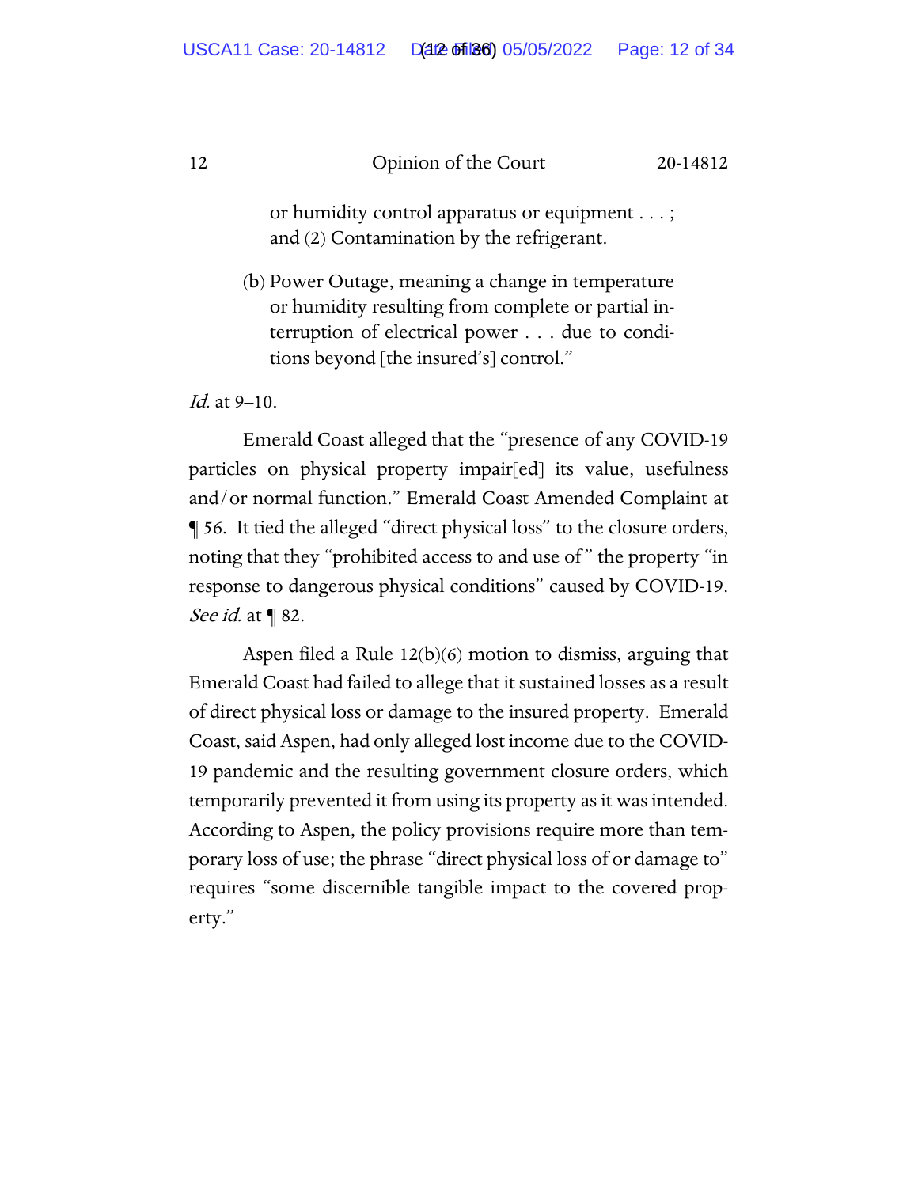> or humidity control apparatus or equipment . . . ; and (2) Contamination by the refrigerant.
>
> (b) Power Outage, meaning a change in temperature or humidity resulting from complete or partial interruption of electrical power . . . due to conditions beyond [the insured's] control."

*Id.* at 9–10.

Emerald Coast alleged that the "presence of any COVID-19 particles on physical property impair[ed] its value, usefulness and/or normal function." Emerald Coast Amended Complaint at ¶ 56. It tied the alleged "direct physical loss" to the closure orders, noting that they "prohibited access to and use of" the property "in response to dangerous physical conditions" caused by COVID-19. *See id.* at ¶ 82.

Aspen filed a Rule 12(b)(6) motion to dismiss, arguing that Emerald Coast had failed to allege that it sustained losses as a result of direct physical loss or damage to the insured property. Emerald Coast, said Aspen, had only alleged lost income due to the COVID-19 pandemic and the resulting government closure orders, which temporarily prevented it from using its property as it was intended. According to Aspen, the policy provisions require more than temporary loss of use; the phrase "direct physical loss of or damage to" requires "some discernible tangible impact to the covered property."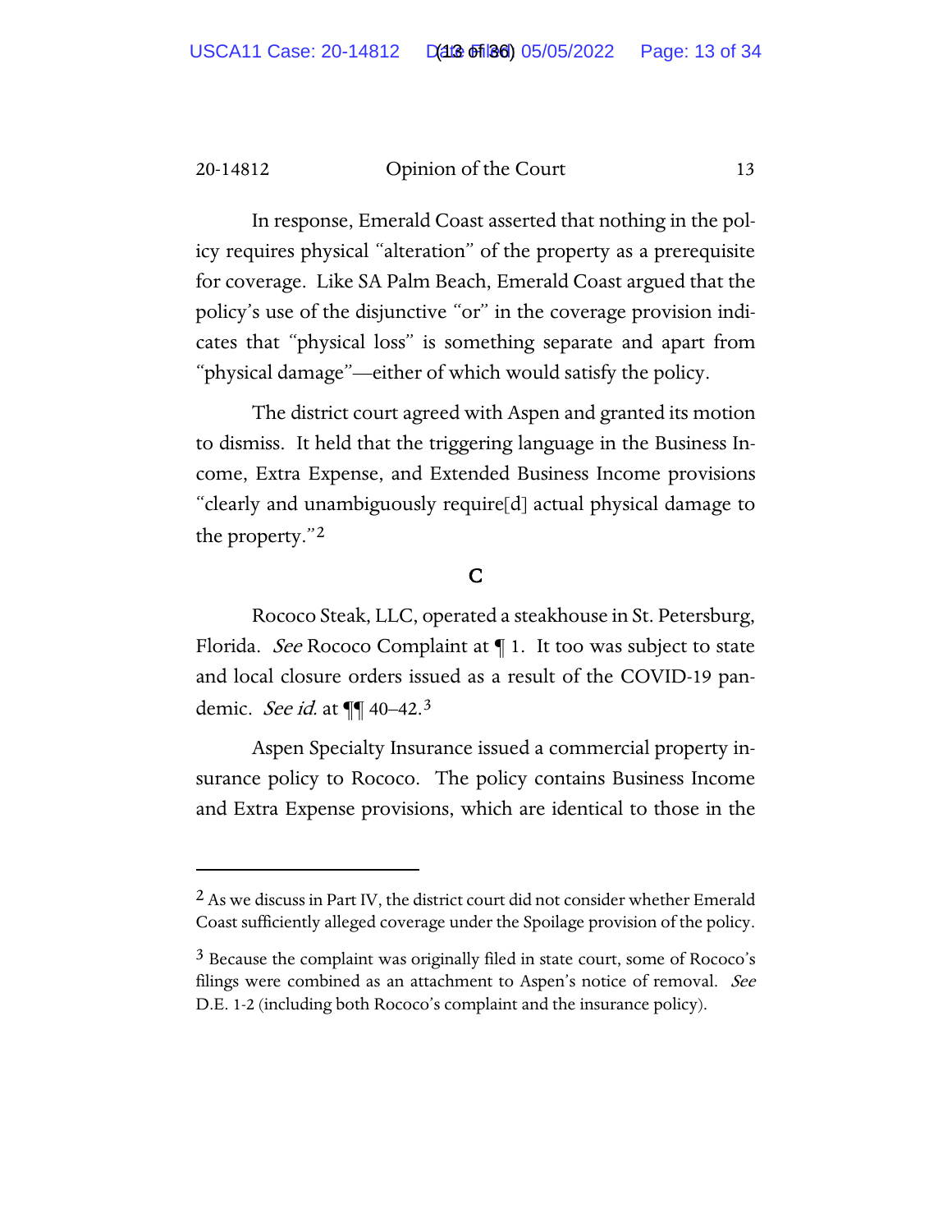In response, Emerald Coast asserted that nothing in the policy requires physical "alteration" of the property as a prerequisite for coverage. Like SA Palm Beach, Emerald Coast argued that the policy's use of the disjunctive "or" in the coverage provision indicates that "physical loss" is something separate and apart from "physical damage"—either of which would satisfy the policy.

The district court agreed with Aspen and granted its motion to dismiss. It held that the triggering language in the Business Income, Extra Expense, and Extended Business Income provisions "clearly and unambiguously require[d] actual physical damage to the property."[2]

## C

Rococo Steak, LLC, operated a steakhouse in St. Petersburg, Florida. *See* Rococo Complaint at ¶ 1. It too was subject to state and local closure orders issued as a result of the COVID-19 pandemic. *See id.* at ¶¶ 40–42.[3]

Aspen Specialty Insurance issued a commercial property insurance policy to Rococo. The policy contains Business Income and Extra Expense provisions, which are identical to those in the

---

[2] As we discuss in Part IV, the district court did not consider whether Emerald Coast sufficiently alleged coverage under the Spoilage provision of the policy.

[3] Because the complaint was originally filed in state court, some of Rococo's filings were combined as an attachment to Aspen's notice of removal. *See* D.E. 1-2 (including both Rococo's complaint and the insurance policy).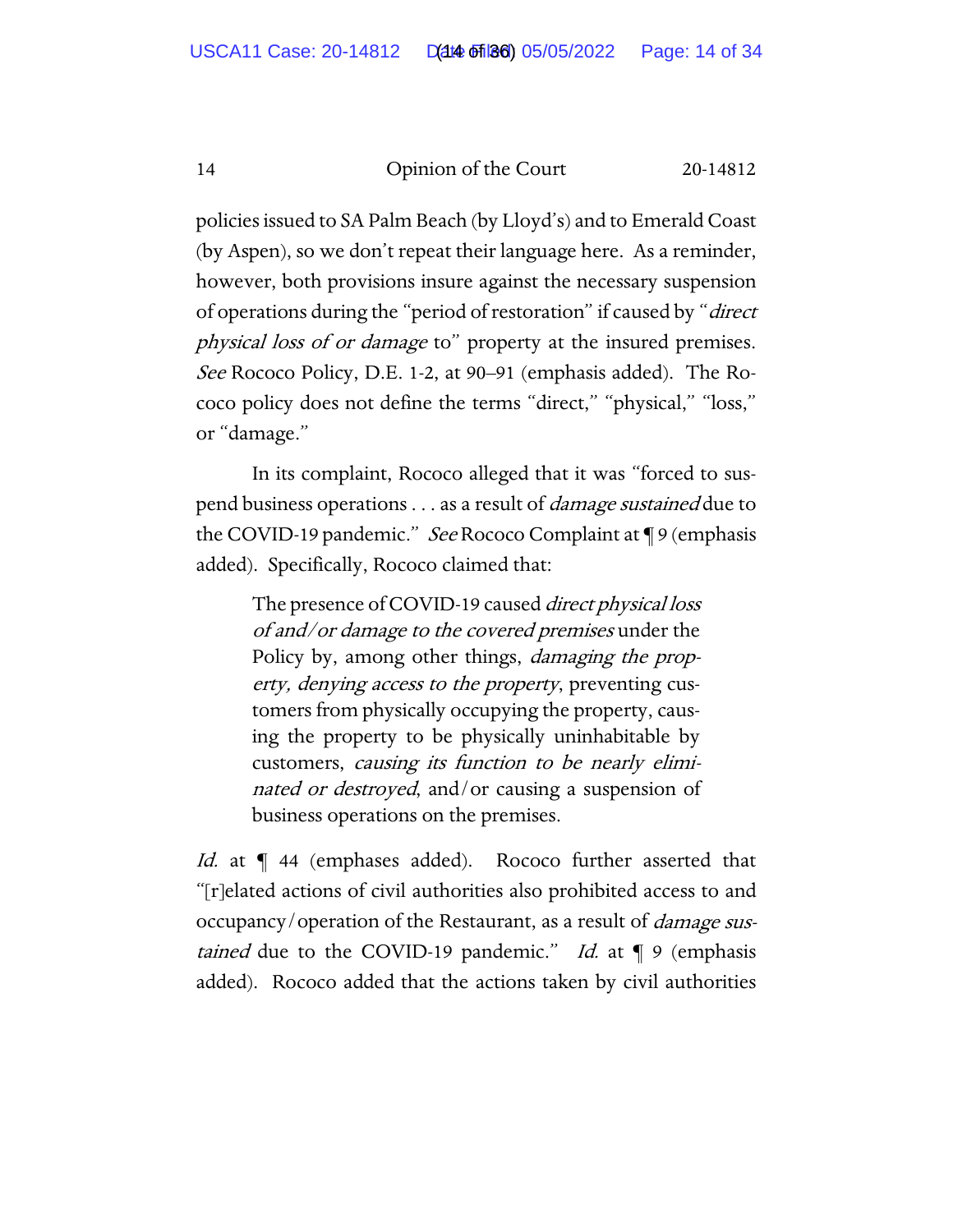policies issued to SA Palm Beach (by Lloyd's) and to Emerald Coast (by Aspen), so we don't repeat their language here. As a reminder, however, both provisions insure against the necessary suspension of operations during the "period of restoration" if caused by "*direct physical loss of or damage* to" property at the insured premises. *See* Rococo Policy, D.E. 1-2, at 90–91 (emphasis added). The Rococo policy does not define the terms "direct," "physical," "loss," or "damage."

In its complaint, Rococo alleged that it was "forced to suspend business operations . . . as a result of *damage sustained* due to the COVID-19 pandemic." *See* Rococo Complaint at ¶ 9 (emphasis added). Specifically, Rococo claimed that:

> The presence of COVID-19 caused *direct physical loss of and/or damage to the covered premises* under the Policy by, among other things, *damaging the property, denying access to the property*, preventing customers from physically occupying the property, causing the property to be physically uninhabitable by customers, *causing its function to be nearly eliminated or destroyed*, and/or causing a suspension of business operations on the premises.

*Id.* at ¶ 44 (emphases added). Rococo further asserted that "[r]elated actions of civil authorities also prohibited access to and occupancy/operation of the Restaurant, as a result of *damage sustained* due to the COVID-19 pandemic." *Id.* at ¶ 9 (emphasis added). Rococo added that the actions taken by civil authorities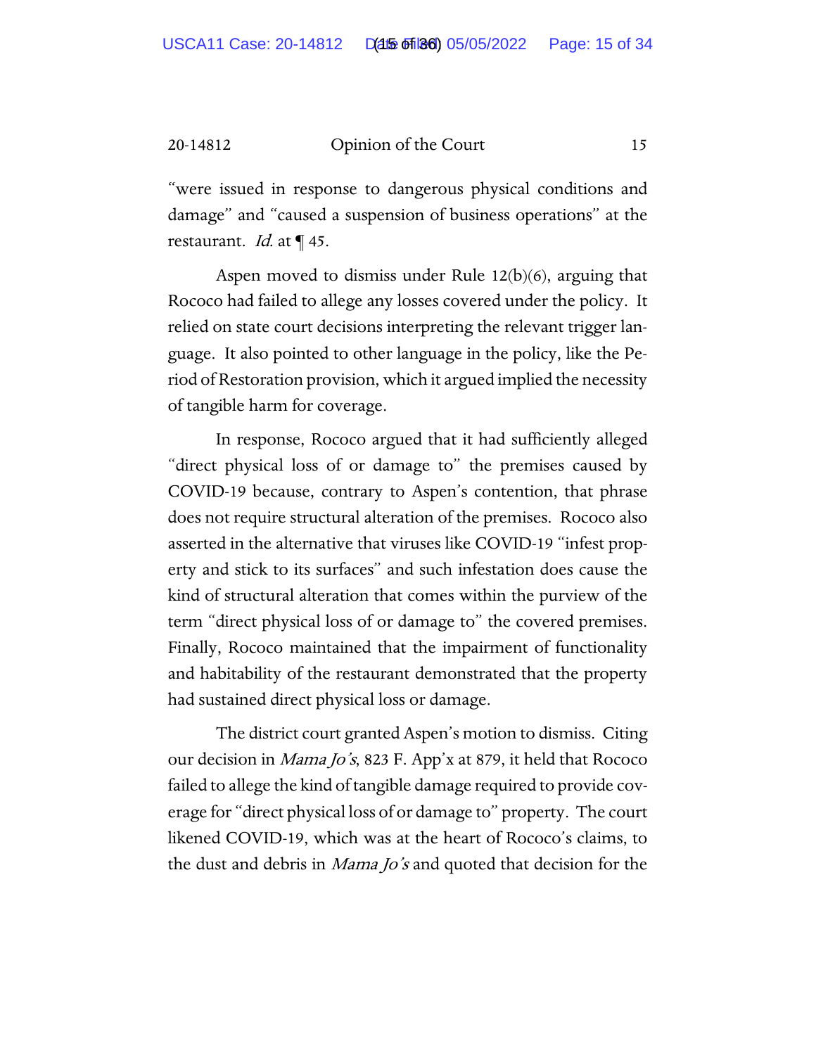"were issued in response to dangerous physical conditions and damage" and "caused a suspension of business operations" at the restaurant. *Id.* at ¶ 45.

Aspen moved to dismiss under Rule 12(b)(6), arguing that Rococo had failed to allege any losses covered under the policy. It relied on state court decisions interpreting the relevant trigger language. It also pointed to other language in the policy, like the Period of Restoration provision, which it argued implied the necessity of tangible harm for coverage.

In response, Rococo argued that it had sufficiently alleged "direct physical loss of or damage to" the premises caused by COVID-19 because, contrary to Aspen's contention, that phrase does not require structural alteration of the premises. Rococo also asserted in the alternative that viruses like COVID-19 "infest property and stick to its surfaces" and such infestation does cause the kind of structural alteration that comes within the purview of the term "direct physical loss of or damage to" the covered premises. Finally, Rococo maintained that the impairment of functionality and habitability of the restaurant demonstrated that the property had sustained direct physical loss or damage.

The district court granted Aspen's motion to dismiss. Citing our decision in *Mama Jo's*, 823 F. App'x at 879, it held that Rococo failed to allege the kind of tangible damage required to provide coverage for "direct physical loss of or damage to" property. The court likened COVID-19, which was at the heart of Rococo's claims, to the dust and debris in *Mama Jo's* and quoted that decision for the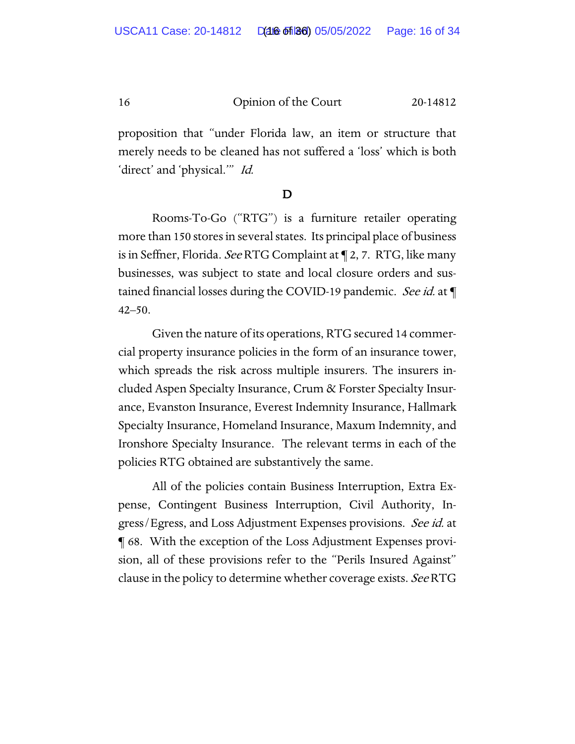proposition that "under Florida law, an item or structure that merely needs to be cleaned has not suffered a 'loss' which is both 'direct' and 'physical.'" *Id.*

### D

Rooms-To-Go ("RTG") is a furniture retailer operating more than 150 stores in several states. Its principal place of business is in Seffner, Florida. *See* RTG Complaint at ¶ 2, 7. RTG, like many businesses, was subject to state and local closure orders and sustained financial losses during the COVID-19 pandemic. *See id.* at ¶ 42–50.

Given the nature of its operations, RTG secured 14 commercial property insurance policies in the form of an insurance tower, which spreads the risk across multiple insurers. The insurers included Aspen Specialty Insurance, Crum & Forster Specialty Insurance, Evanston Insurance, Everest Indemnity Insurance, Hallmark Specialty Insurance, Homeland Insurance, Maxum Indemnity, and Ironshore Specialty Insurance. The relevant terms in each of the policies RTG obtained are substantively the same.

All of the policies contain Business Interruption, Extra Expense, Contingent Business Interruption, Civil Authority, Ingress/Egress, and Loss Adjustment Expenses provisions. *See id.* at ¶ 68. With the exception of the Loss Adjustment Expenses provision, all of these provisions refer to the "Perils Insured Against" clause in the policy to determine whether coverage exists. *See* RTG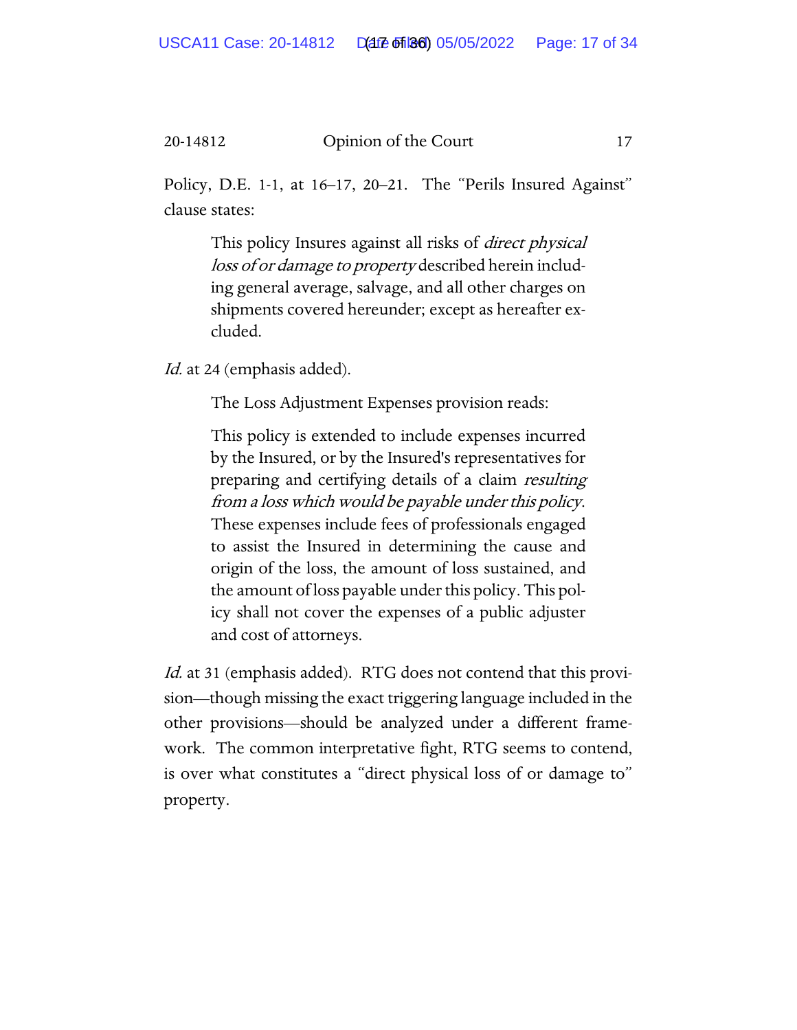Policy, D.E. 1-1, at 16–17, 20–21. The "Perils Insured Against" clause states:

> This policy Insures against all risks of *direct physical loss of or damage to property* described herein including general average, salvage, and all other charges on shipments covered hereunder; except as hereafter excluded.

*Id.* at 24 (emphasis added).

The Loss Adjustment Expenses provision reads:

> This policy is extended to include expenses incurred by the Insured, or by the Insured's representatives for preparing and certifying details of a claim *resulting from a loss which would be payable under this policy*. These expenses include fees of professionals engaged to assist the Insured in determining the cause and origin of the loss, the amount of loss sustained, and the amount of loss payable under this policy. This policy shall not cover the expenses of a public adjuster and cost of attorneys.

*Id.* at 31 (emphasis added). RTG does not contend that this provision—though missing the exact triggering language included in the other provisions—should be analyzed under a different framework. The common interpretative fight, RTG seems to contend, is over what constitutes a "direct physical loss of or damage to" property.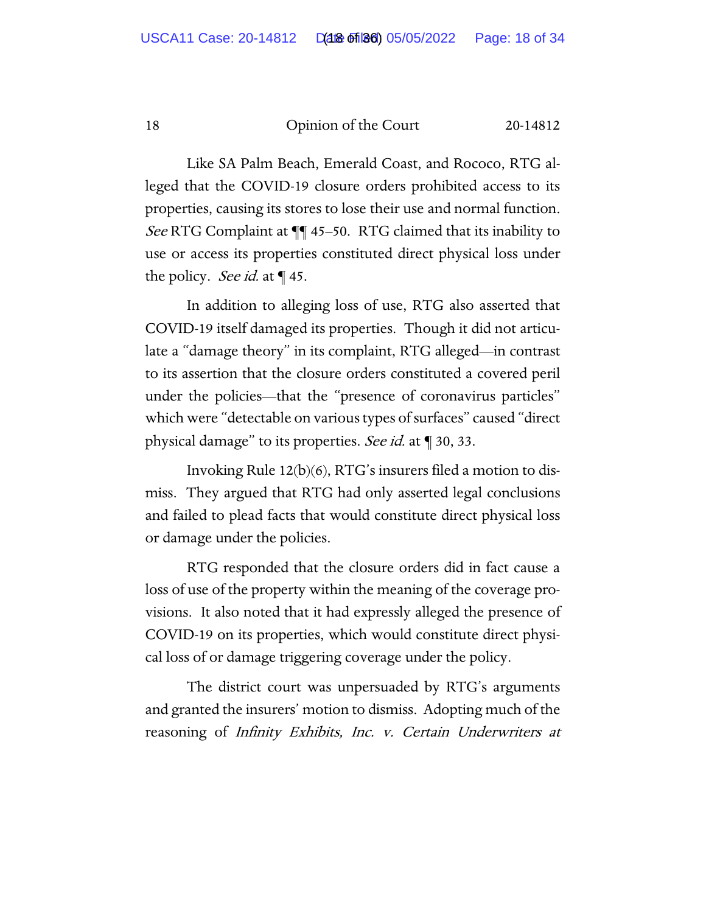Like SA Palm Beach, Emerald Coast, and Rococo, RTG alleged that the COVID-19 closure orders prohibited access to its properties, causing its stores to lose their use and normal function. *See* RTG Complaint at ¶¶ 45–50. RTG claimed that its inability to use or access its properties constituted direct physical loss under the policy. *See id.* at ¶ 45.

In addition to alleging loss of use, RTG also asserted that COVID-19 itself damaged its properties. Though it did not articulate a "damage theory" in its complaint, RTG alleged—in contrast to its assertion that the closure orders constituted a covered peril under the policies—that the "presence of coronavirus particles" which were "detectable on various types of surfaces" caused "direct physical damage" to its properties. *See id.* at ¶ 30, 33.

Invoking Rule 12(b)(6), RTG's insurers filed a motion to dismiss. They argued that RTG had only asserted legal conclusions and failed to plead facts that would constitute direct physical loss or damage under the policies.

RTG responded that the closure orders did in fact cause a loss of use of the property within the meaning of the coverage provisions. It also noted that it had expressly alleged the presence of COVID-19 on its properties, which would constitute direct physical loss of or damage triggering coverage under the policy.

The district court was unpersuaded by RTG's arguments and granted the insurers' motion to dismiss. Adopting much of the reasoning of *Infinity Exhibits, Inc. v. Certain Underwriters at*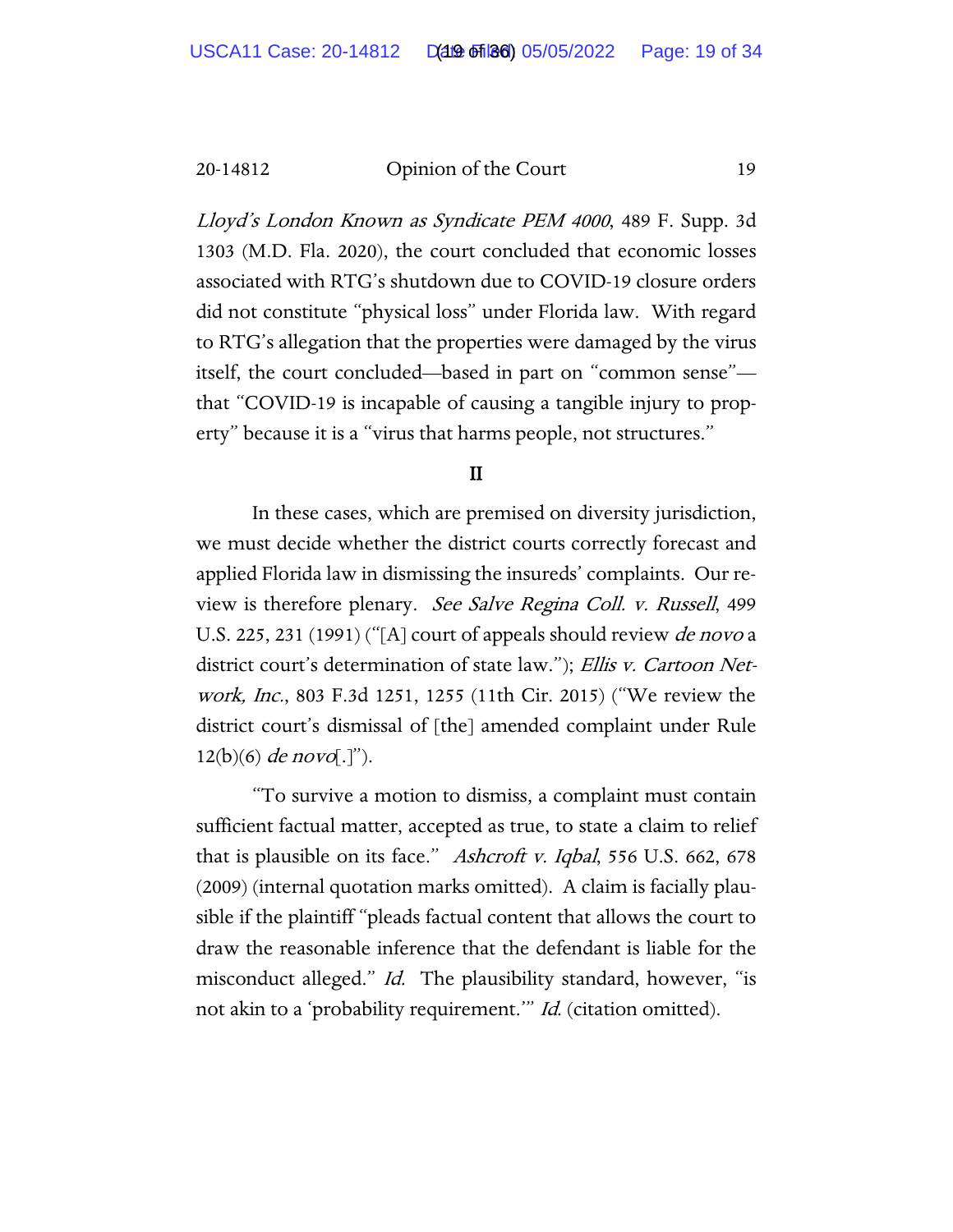*Lloyd's London Known as Syndicate PEM 4000*, 489 F. Supp. 3d 1303 (M.D. Fla. 2020), the court concluded that economic losses associated with RTG's shutdown due to COVID-19 closure orders did not constitute "physical loss" under Florida law. With regard to RTG's allegation that the properties were damaged by the virus itself, the court concluded—based in part on "common sense"—that "COVID-19 is incapable of causing a tangible injury to property" because it is a "virus that harms people, not structures."

## II

In these cases, which are premised on diversity jurisdiction, we must decide whether the district courts correctly forecast and applied Florida law in dismissing the insureds' complaints. Our review is therefore plenary. *See Salve Regina Coll. v. Russell*, 499 U.S. 225, 231 (1991) ("[A] court of appeals should review *de novo* a district court's determination of state law."); *Ellis v. Cartoon Network, Inc.*, 803 F.3d 1251, 1255 (11th Cir. 2015) ("We review the district court's dismissal of [the] amended complaint under Rule 12(b)(6) *de novo*[.]").

"To survive a motion to dismiss, a complaint must contain sufficient factual matter, accepted as true, to state a claim to relief that is plausible on its face." *Ashcroft v. Iqbal*, 556 U.S. 662, 678 (2009) (internal quotation marks omitted). A claim is facially plausible if the plaintiff "pleads factual content that allows the court to draw the reasonable inference that the defendant is liable for the misconduct alleged." *Id.* The plausibility standard, however, "is not akin to a 'probability requirement.'" *Id.* (citation omitted).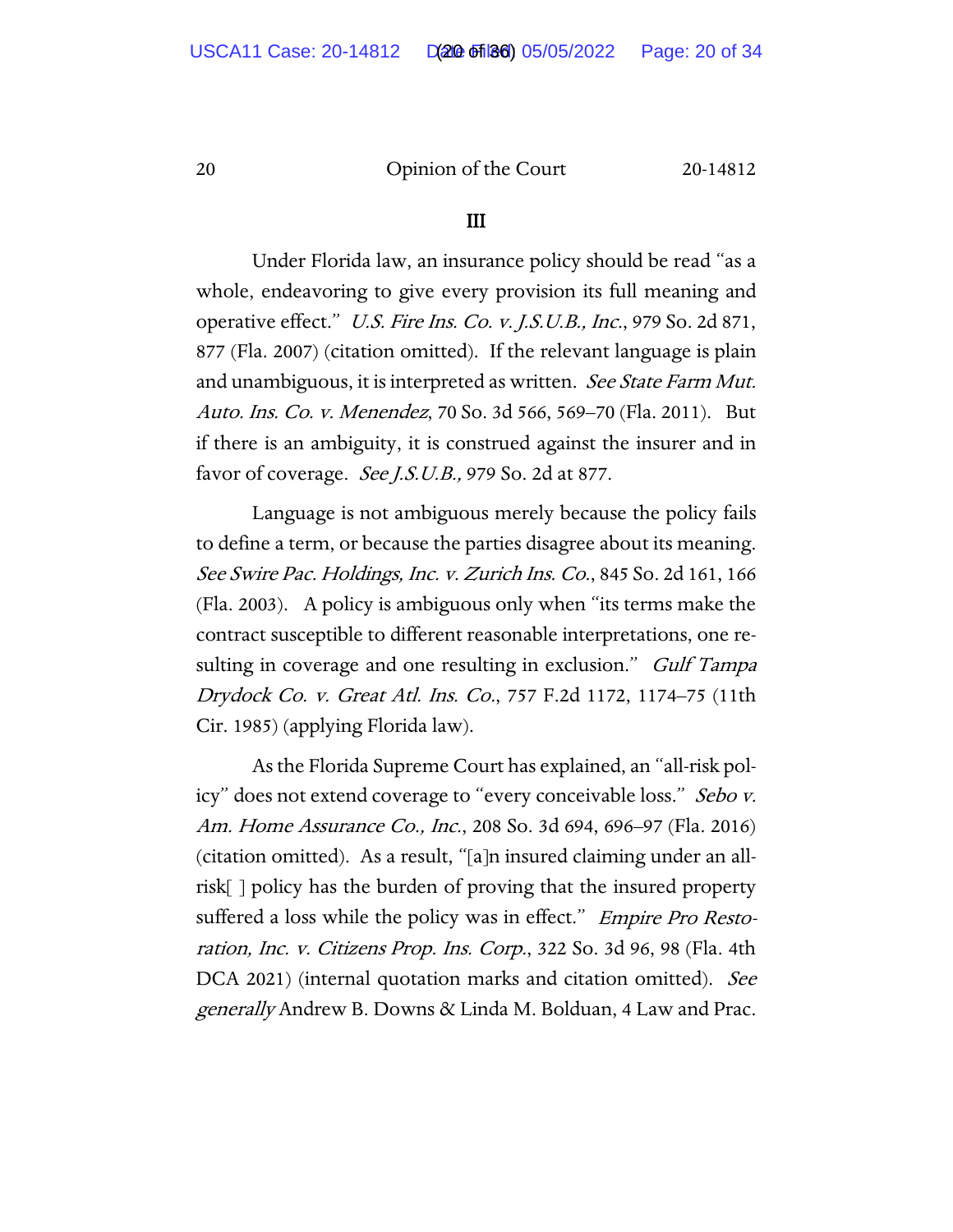### III

Under Florida law, an insurance policy should be read "as a whole, endeavoring to give every provision its full meaning and operative effect." *U.S. Fire Ins. Co. v. J.S.U.B., Inc.*, 979 So. 2d 871, 877 (Fla. 2007) (citation omitted). If the relevant language is plain and unambiguous, it is interpreted as written. *See State Farm Mut. Auto. Ins. Co. v. Menendez*, 70 So. 3d 566, 569–70 (Fla. 2011). But if there is an ambiguity, it is construed against the insurer and in favor of coverage. *See J.S.U.B.,* 979 So. 2d at 877.

Language is not ambiguous merely because the policy fails to define a term, or because the parties disagree about its meaning. *See Swire Pac. Holdings, Inc. v. Zurich Ins. Co.*, 845 So. 2d 161, 166 (Fla. 2003). A policy is ambiguous only when "its terms make the contract susceptible to different reasonable interpretations, one resulting in coverage and one resulting in exclusion." *Gulf Tampa Drydock Co. v. Great Atl. Ins. Co.*, 757 F.2d 1172, 1174–75 (11th Cir. 1985) (applying Florida law).

As the Florida Supreme Court has explained, an "all-risk policy" does not extend coverage to "every conceivable loss." *Sebo v. Am. Home Assurance Co., Inc.*, 208 So. 3d 694, 696–97 (Fla. 2016) (citation omitted). As a result, "[a]n insured claiming under an all-risk[ ] policy has the burden of proving that the insured property suffered a loss while the policy was in effect." *Empire Pro Restoration, Inc. v. Citizens Prop. Ins. Corp.*, 322 So. 3d 96, 98 (Fla. 4th DCA 2021) (internal quotation marks and citation omitted). *See generally* Andrew B. Downs & Linda M. Bolduan, 4 Law and Prac.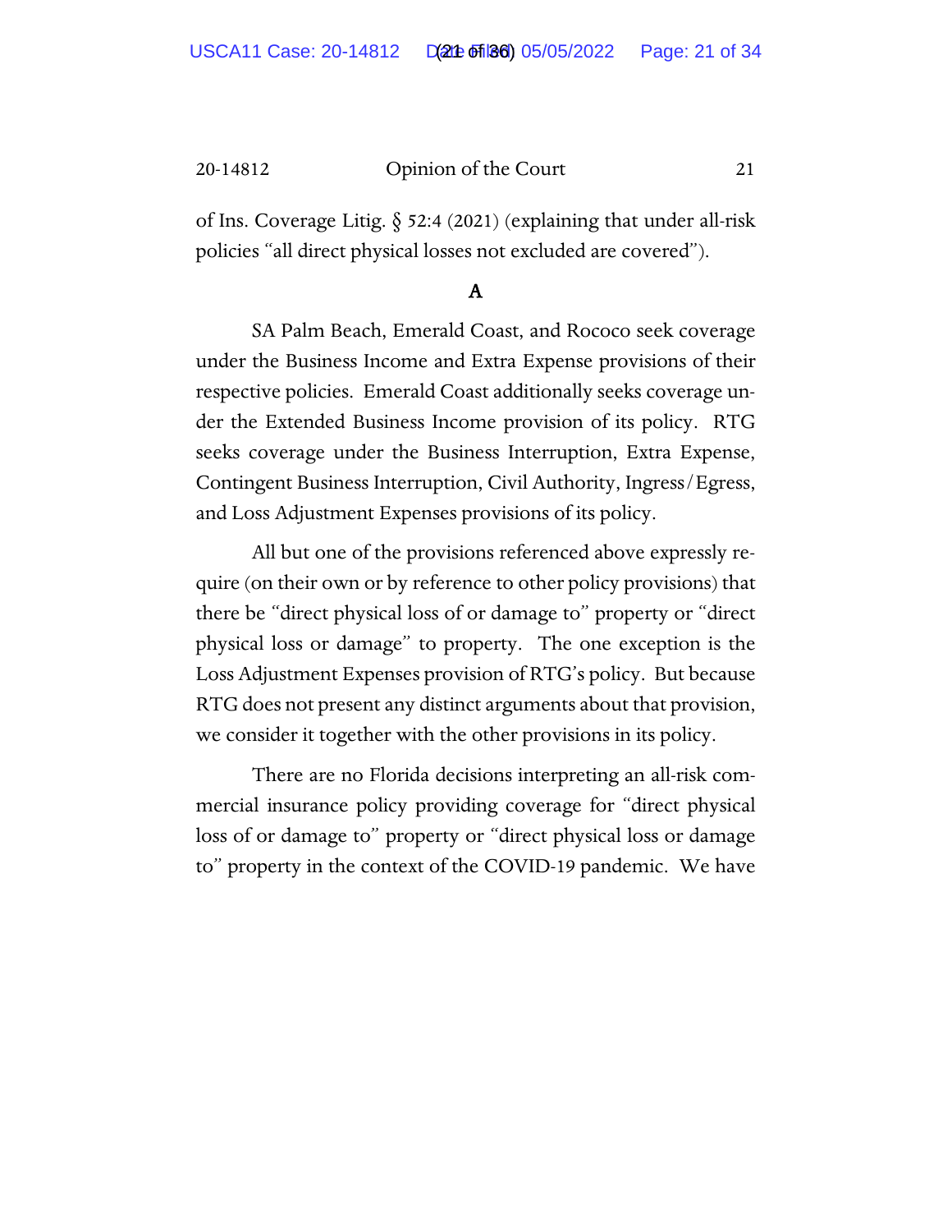of Ins. Coverage Litig. § 52:4 (2021) (explaining that under all-risk policies "all direct physical losses not excluded are covered").

### A

SA Palm Beach, Emerald Coast, and Rococo seek coverage under the Business Income and Extra Expense provisions of their respective policies. Emerald Coast additionally seeks coverage under the Extended Business Income provision of its policy. RTG seeks coverage under the Business Interruption, Extra Expense, Contingent Business Interruption, Civil Authority, Ingress/Egress, and Loss Adjustment Expenses provisions of its policy.

All but one of the provisions referenced above expressly require (on their own or by reference to other policy provisions) that there be "direct physical loss of or damage to" property or "direct physical loss or damage" to property. The one exception is the Loss Adjustment Expenses provision of RTG's policy. But because RTG does not present any distinct arguments about that provision, we consider it together with the other provisions in its policy.

There are no Florida decisions interpreting an all-risk commercial insurance policy providing coverage for "direct physical loss of or damage to" property or "direct physical loss or damage to" property in the context of the COVID-19 pandemic. We have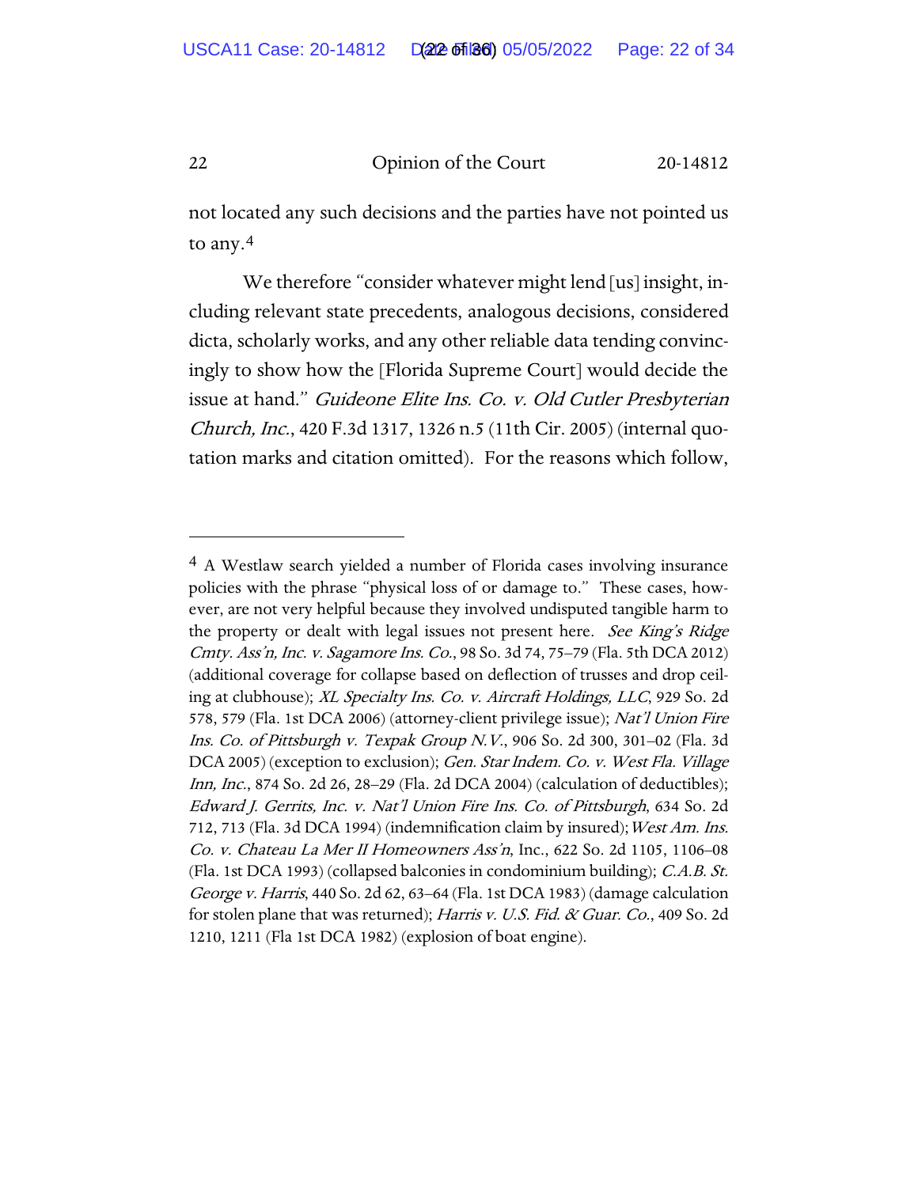not located any such decisions and the parties have not pointed us to any.[4]

We therefore "consider whatever might lend [us] insight, including relevant state precedents, analogous decisions, considered dicta, scholarly works, and any other reliable data tending convincingly to show how the [Florida Supreme Court] would decide the issue at hand." *Guideone Elite Ins. Co. v. Old Cutler Presbyterian Church, Inc.*, 420 F.3d 1317, 1326 n.5 (11th Cir. 2005) (internal quotation marks and citation omitted). For the reasons which follow,

---

[4] A Westlaw search yielded a number of Florida cases involving insurance policies with the phrase "physical loss of or damage to." These cases, however, are not very helpful because they involved undisputed tangible harm to the property or dealt with legal issues not present here. *See King's Ridge Cmty. Ass'n, Inc. v. Sagamore Ins. Co.*, 98 So. 3d 74, 75–79 (Fla. 5th DCA 2012) (additional coverage for collapse based on deflection of trusses and drop ceiling at clubhouse); *XL Specialty Ins. Co. v. Aircraft Holdings, LLC*, 929 So. 2d 578, 579 (Fla. 1st DCA 2006) (attorney-client privilege issue); *Nat'l Union Fire Ins. Co. of Pittsburgh v. Texpak Group N.V.*, 906 So. 2d 300, 301–02 (Fla. 3d DCA 2005) (exception to exclusion); *Gen. Star Indem. Co. v. West Fla. Village Inn, Inc.*, 874 So. 2d 26, 28–29 (Fla. 2d DCA 2004) (calculation of deductibles); *Edward J. Gerrits, Inc. v. Nat'l Union Fire Ins. Co. of Pittsburgh*, 634 So. 2d 712, 713 (Fla. 3d DCA 1994) (indemnification claim by insured); *West Am. Ins. Co. v. Chateau La Mer II Homeowners Ass'n*, Inc., 622 So. 2d 1105, 1106–08 (Fla. 1st DCA 1993) (collapsed balconies in condominium building); *C.A.B. St. George v. Harris*, 440 So. 2d 62, 63–64 (Fla. 1st DCA 1983) (damage calculation for stolen plane that was returned); *Harris v. U.S. Fid. & Guar. Co.*, 409 So. 2d 1210, 1211 (Fla 1st DCA 1982) (explosion of boat engine).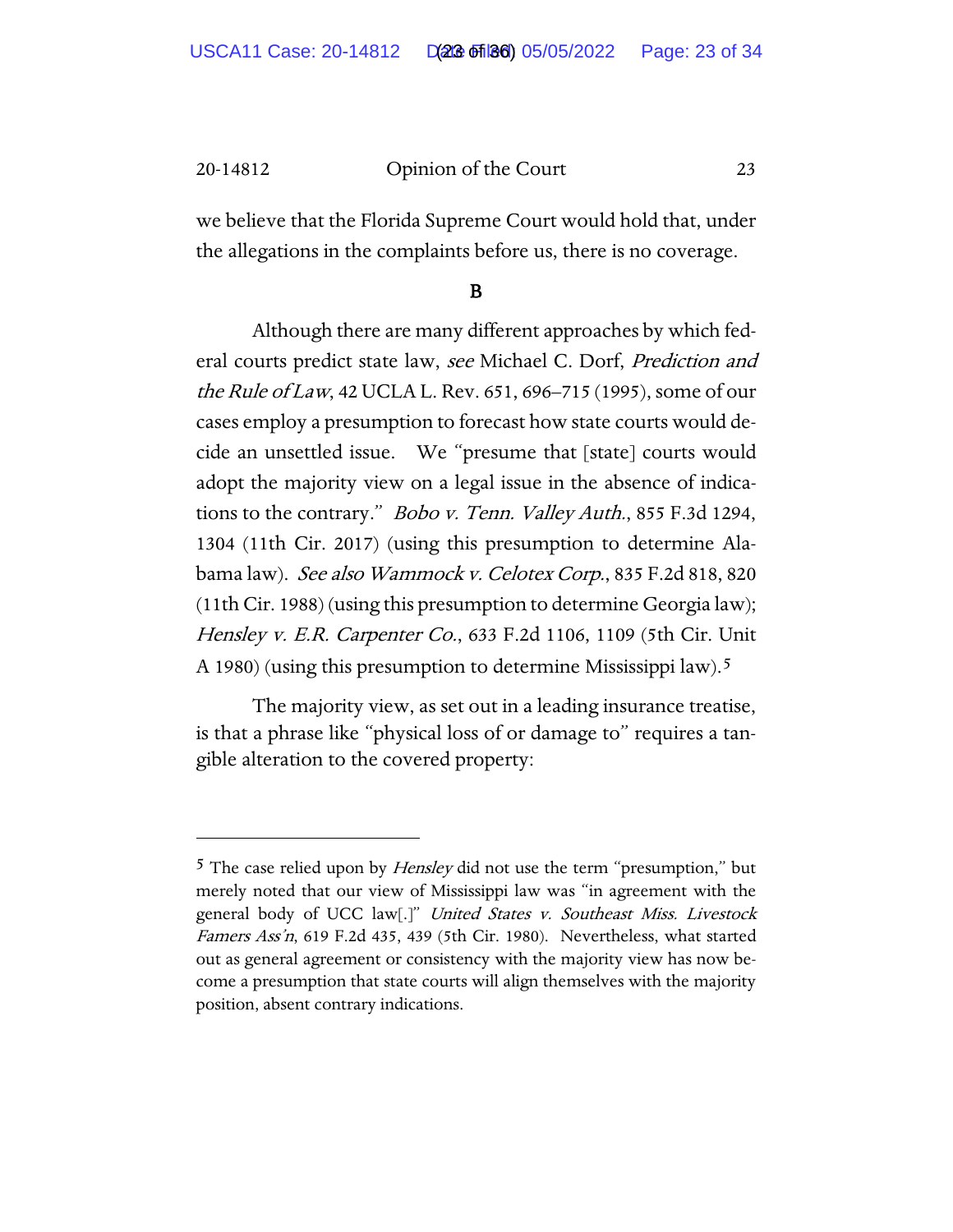we believe that the Florida Supreme Court would hold that, under the allegations in the complaints before us, there is no coverage.

### B

Although there are many different approaches by which federal courts predict state law, *see* Michael C. Dorf, *Prediction and the Rule of Law*, 42 UCLA L. Rev. 651, 696–715 (1995), some of our cases employ a presumption to forecast how state courts would decide an unsettled issue. We "presume that [state] courts would adopt the majority view on a legal issue in the absence of indications to the contrary." *Bobo v. Tenn. Valley Auth.*, 855 F.3d 1294, 1304 (11th Cir. 2017) (using this presumption to determine Alabama law). *See also Wammock v. Celotex Corp.*, 835 F.2d 818, 820 (11th Cir. 1988) (using this presumption to determine Georgia law); *Hensley v. E.R. Carpenter Co.*, 633 F.2d 1106, 1109 (5th Cir. Unit A 1980) (using this presumption to determine Mississippi law).[5]

The majority view, as set out in a leading insurance treatise, is that a phrase like "physical loss of or damage to" requires a tangible alteration to the covered property:

---

[5] The case relied upon by *Hensley* did not use the term "presumption," but merely noted that our view of Mississippi law was "in agreement with the general body of UCC law[.]" *United States v. Southeast Miss. Livestock Famers Ass'n*, 619 F.2d 435, 439 (5th Cir. 1980). Nevertheless, what started out as general agreement or consistency with the majority view has now become a presumption that state courts will align themselves with the majority position, absent contrary indications.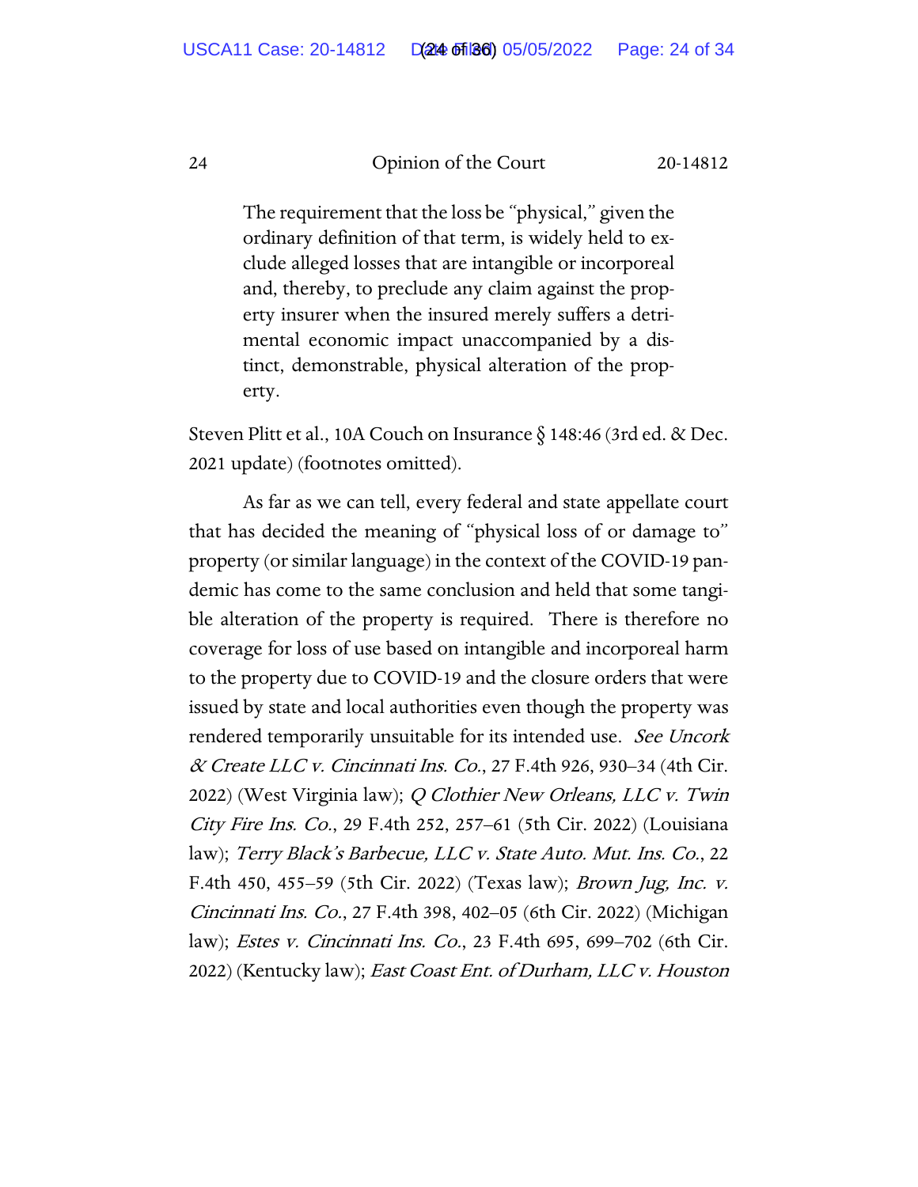> The requirement that the loss be "physical," given the ordinary definition of that term, is widely held to exclude alleged losses that are intangible or incorporeal and, thereby, to preclude any claim against the property insurer when the insured merely suffers a detrimental economic impact unaccompanied by a distinct, demonstrable, physical alteration of the property.

Steven Plitt et al., 10A Couch on Insurance § 148:46 (3rd ed. & Dec. 2021 update) (footnotes omitted).

As far as we can tell, every federal and state appellate court that has decided the meaning of "physical loss of or damage to" property (or similar language) in the context of the COVID-19 pandemic has come to the same conclusion and held that some tangible alteration of the property is required. There is therefore no coverage for loss of use based on intangible and incorporeal harm to the property due to COVID-19 and the closure orders that were issued by state and local authorities even though the property was rendered temporarily unsuitable for its intended use. *See Uncork & Create LLC v. Cincinnati Ins. Co.*, 27 F.4th 926, 930–34 (4th Cir. 2022) (West Virginia law); *Q Clothier New Orleans, LLC v. Twin City Fire Ins. Co.*, 29 F.4th 252, 257–61 (5th Cir. 2022) (Louisiana law); *Terry Black's Barbecue, LLC v. State Auto. Mut. Ins. Co.*, 22 F.4th 450, 455–59 (5th Cir. 2022) (Texas law); *Brown Jug, Inc. v. Cincinnati Ins. Co.*, 27 F.4th 398, 402–05 (6th Cir. 2022) (Michigan law); *Estes v. Cincinnati Ins. Co.*, 23 F.4th 695, 699–702 (6th Cir. 2022) (Kentucky law); *East Coast Ent. of Durham, LLC v. Houston*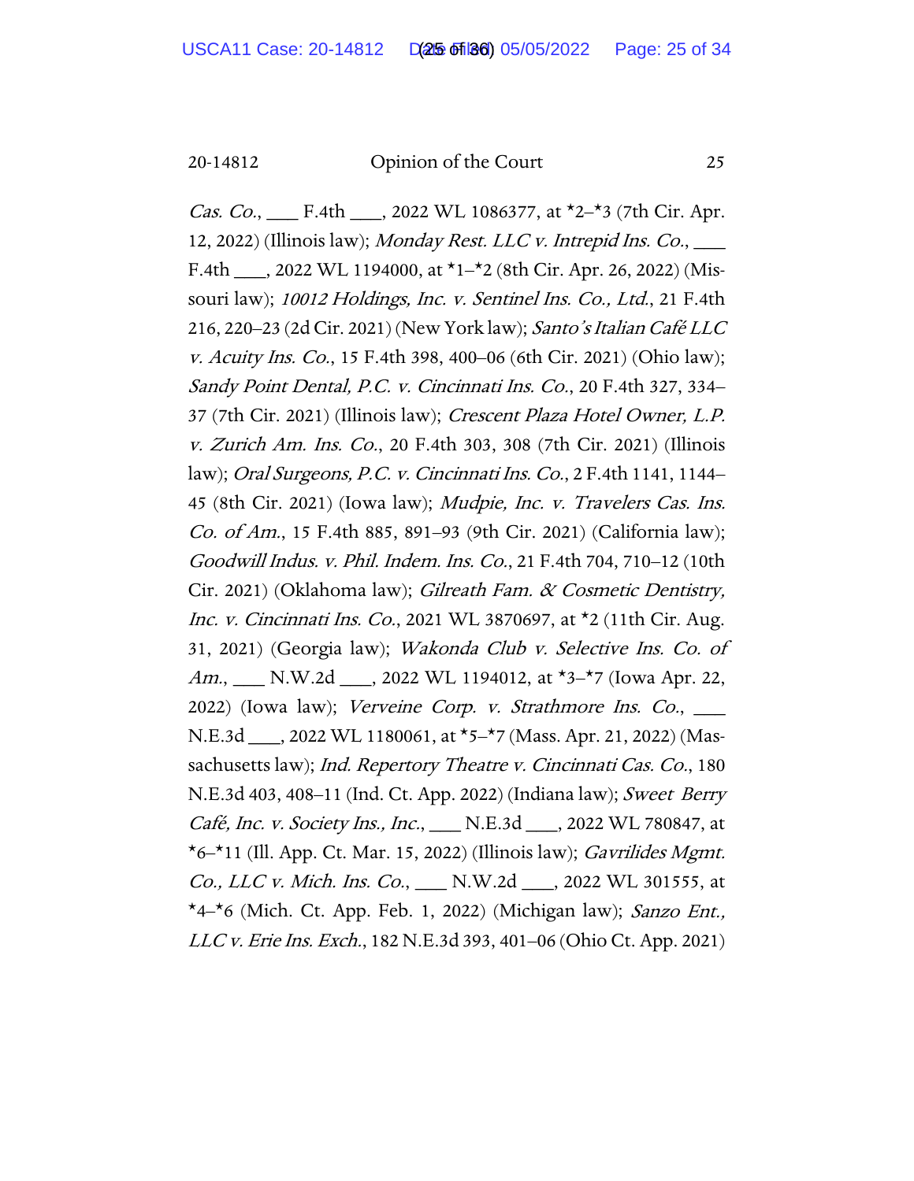*Cas. Co.*, ___ F.4th ___, 2022 WL 1086377, at *2–*3 (7th Cir. Apr. 12, 2022) (Illinois law); *Monday Rest. LLC v. Intrepid Ins. Co.*, ___ F.4th ___, 2022 WL 1194000, at *1–*2 (8th Cir. Apr. 26, 2022) (Missouri law); *10012 Holdings, Inc. v. Sentinel Ins. Co., Ltd.*, 21 F.4th 216, 220–23 (2d Cir. 2021) (New York law); *Santo's Italian Café LLC v. Acuity Ins. Co.*, 15 F.4th 398, 400–06 (6th Cir. 2021) (Ohio law); *Sandy Point Dental, P.C. v. Cincinnati Ins. Co.*, 20 F.4th 327, 334–37 (7th Cir. 2021) (Illinois law); *Crescent Plaza Hotel Owner, L.P. v. Zurich Am. Ins. Co.*, 20 F.4th 303, 308 (7th Cir. 2021) (Illinois law); *Oral Surgeons, P.C. v. Cincinnati Ins. Co.*, 2 F.4th 1141, 1144–45 (8th Cir. 2021) (Iowa law); *Mudpie, Inc. v. Travelers Cas. Ins. Co. of Am.*, 15 F.4th 885, 891–93 (9th Cir. 2021) (California law); *Goodwill Indus. v. Phil. Indem. Ins. Co.*, 21 F.4th 704, 710–12 (10th Cir. 2021) (Oklahoma law); *Gilreath Fam. & Cosmetic Dentistry, Inc. v. Cincinnati Ins. Co.*, 2021 WL 3870697, at *2 (11th Cir. Aug. 31, 2021) (Georgia law); *Wakonda Club v. Selective Ins. Co. of Am.*, ___ N.W.2d ___, 2022 WL 1194012, at *3–*7 (Iowa Apr. 22, 2022) (Iowa law); *Verveine Corp. v. Strathmore Ins. Co.*, ___ N.E.3d ___, 2022 WL 1180061, at *5–*7 (Mass. Apr. 21, 2022) (Massachusetts law); *Ind. Repertory Theatre v. Cincinnati Cas. Co.*, 180 N.E.3d 403, 408–11 (Ind. Ct. App. 2022) (Indiana law); *Sweet Berry Café, Inc. v. Society Ins., Inc.*, ___ N.E.3d ___, 2022 WL 780847, at *6–*11 (Ill. App. Ct. Mar. 15, 2022) (Illinois law); *Gavrilides Mgmt. Co., LLC v. Mich. Ins. Co.*, ___ N.W.2d ___, 2022 WL 301555, at *4–*6 (Mich. Ct. App. Feb. 1, 2022) (Michigan law); *Sanzo Ent., LLC v. Erie Ins. Exch.*, 182 N.E.3d 393, 401–06 (Ohio Ct. App. 2021)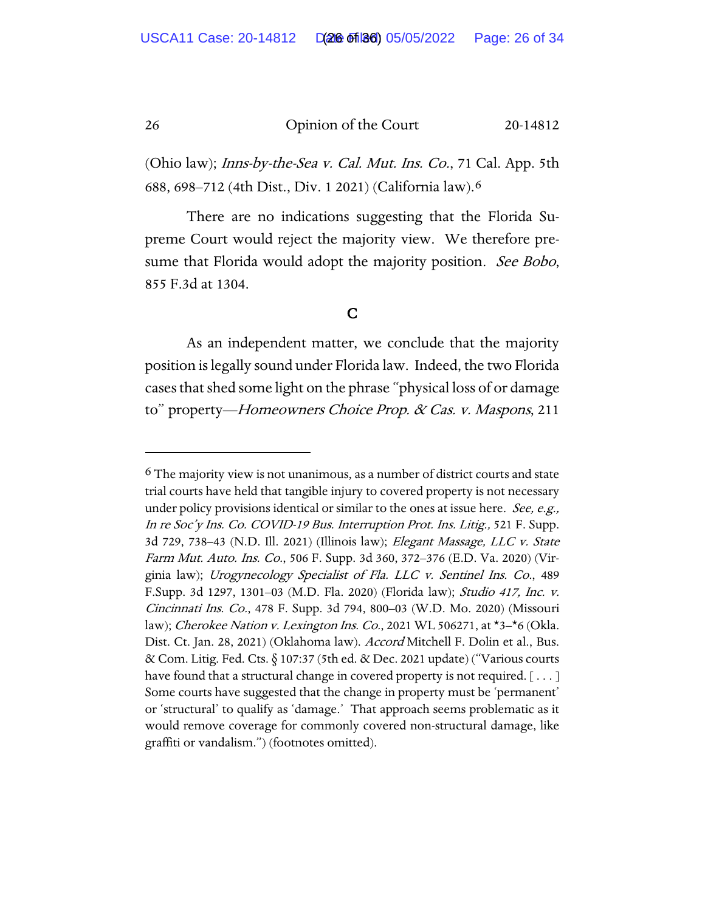(Ohio law); *Inns-by-the-Sea v. Cal. Mut. Ins. Co.*, 71 Cal. App. 5th 688, 698–712 (4th Dist., Div. 1 2021) (California law).[6]

There are no indications suggesting that the Florida Supreme Court would reject the majority view. We therefore presume that Florida would adopt the majority position. *See Bobo*, 855 F.3d at 1304.

## C

As an independent matter, we conclude that the majority position is legally sound under Florida law. Indeed, the two Florida cases that shed some light on the phrase "physical loss of or damage to" property—*Homeowners Choice Prop. & Cas. v. Maspons*, 211

---

[6] The majority view is not unanimous, as a number of district courts and state trial courts have held that tangible injury to covered property is not necessary under policy provisions identical or similar to the ones at issue here. *See, e.g., In re Soc'y Ins. Co. COVID-19 Bus. Interruption Prot. Ins. Litig.*, 521 F. Supp. 3d 729, 738–43 (N.D. Ill. 2021) (Illinois law); *Elegant Massage, LLC v. State Farm Mut. Auto. Ins. Co.*, 506 F. Supp. 3d 360, 372–376 (E.D. Va. 2020) (Virginia law); *Urogynecology Specialist of Fla. LLC v. Sentinel Ins. Co.*, 489 F.Supp. 3d 1297, 1301–03 (M.D. Fla. 2020) (Florida law); *Studio 417, Inc. v. Cincinnati Ins. Co.*, 478 F. Supp. 3d 794, 800–03 (W.D. Mo. 2020) (Missouri law); *Cherokee Nation v. Lexington Ins. Co.*, 2021 WL 506271, at *3–*6 (Okla. Dist. Ct. Jan. 28, 2021) (Oklahoma law). *Accord* Mitchell F. Dolin et al., Bus. & Com. Litig. Fed. Cts. § 107:37 (5th ed. & Dec. 2021 update) ("Various courts have found that a structural change in covered property is not required. [ . . . ] Some courts have suggested that the change in property must be 'permanent' or 'structural' to qualify as 'damage.' That approach seems problematic as it would remove coverage for commonly covered non-structural damage, like graffiti or vandalism.") (footnotes omitted).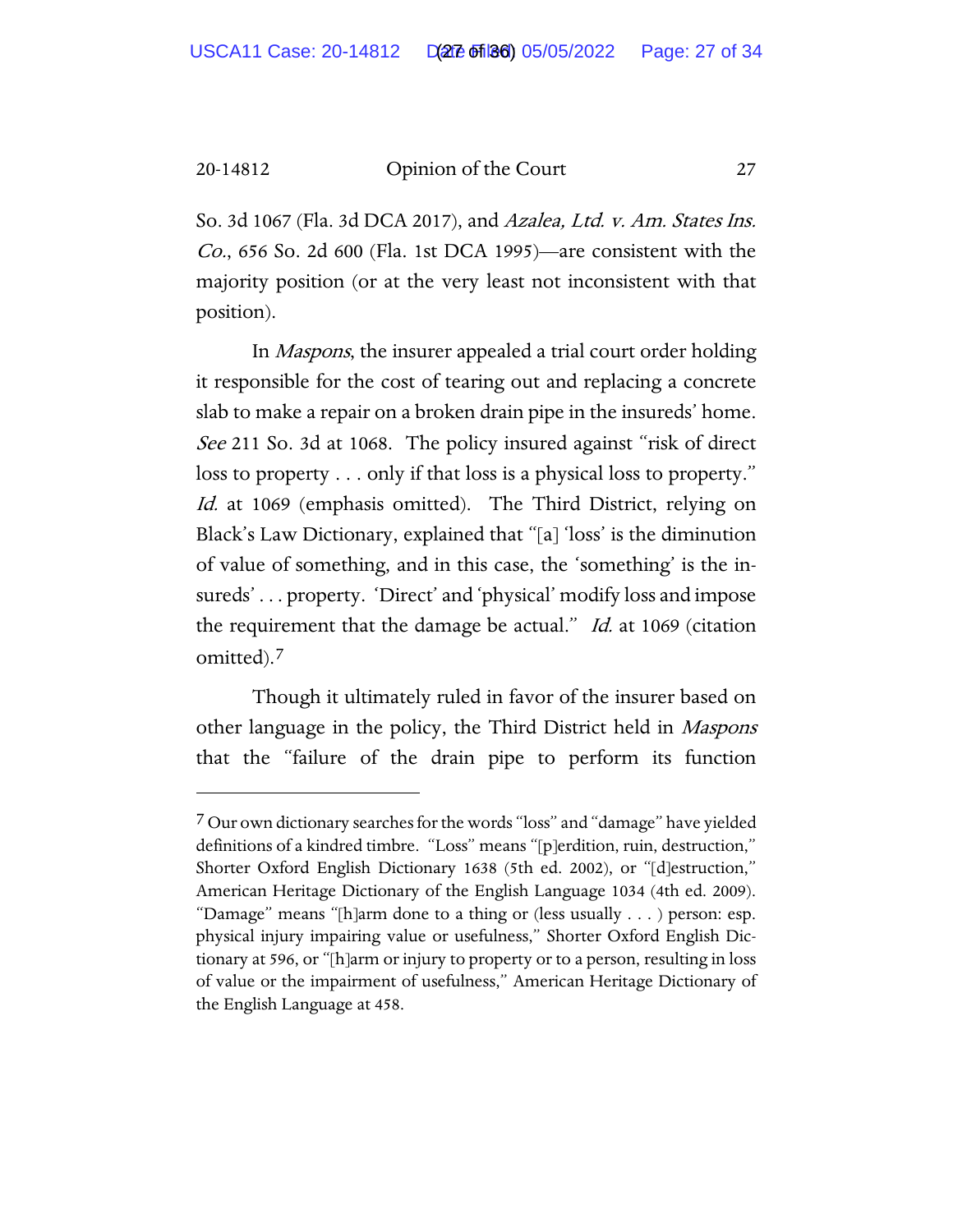So. 3d 1067 (Fla. 3d DCA 2017), and *Azalea, Ltd. v. Am. States Ins. Co.*, 656 So. 2d 600 (Fla. 1st DCA 1995)—are consistent with the majority position (or at the very least not inconsistent with that position).

In *Maspons*, the insurer appealed a trial court order holding it responsible for the cost of tearing out and replacing a concrete slab to make a repair on a broken drain pipe in the insureds' home. *See* 211 So. 3d at 1068. The policy insured against "risk of direct loss to property . . . only if that loss is a physical loss to property." *Id.* at 1069 (emphasis omitted). The Third District, relying on Black's Law Dictionary, explained that "[a] 'loss' is the diminution of value of something, and in this case, the 'something' is the insureds' . . . property. 'Direct' and 'physical' modify loss and impose the requirement that the damage be actual." *Id.* at 1069 (citation omitted).[7]

Though it ultimately ruled in favor of the insurer based on other language in the policy, the Third District held in *Maspons* that the "failure of the drain pipe to perform its function

---

[7] Our own dictionary searches for the words "loss" and "damage" have yielded definitions of a kindred timbre. "Loss" means "[p]erdition, ruin, destruction," Shorter Oxford English Dictionary 1638 (5th ed. 2002), or "[d]estruction," American Heritage Dictionary of the English Language 1034 (4th ed. 2009). "Damage" means "[h]arm done to a thing or (less usually . . . ) person: esp. physical injury impairing value or usefulness," Shorter Oxford English Dictionary at 596, or "[h]arm or injury to property or to a person, resulting in loss of value or the impairment of usefulness," American Heritage Dictionary of the English Language at 458.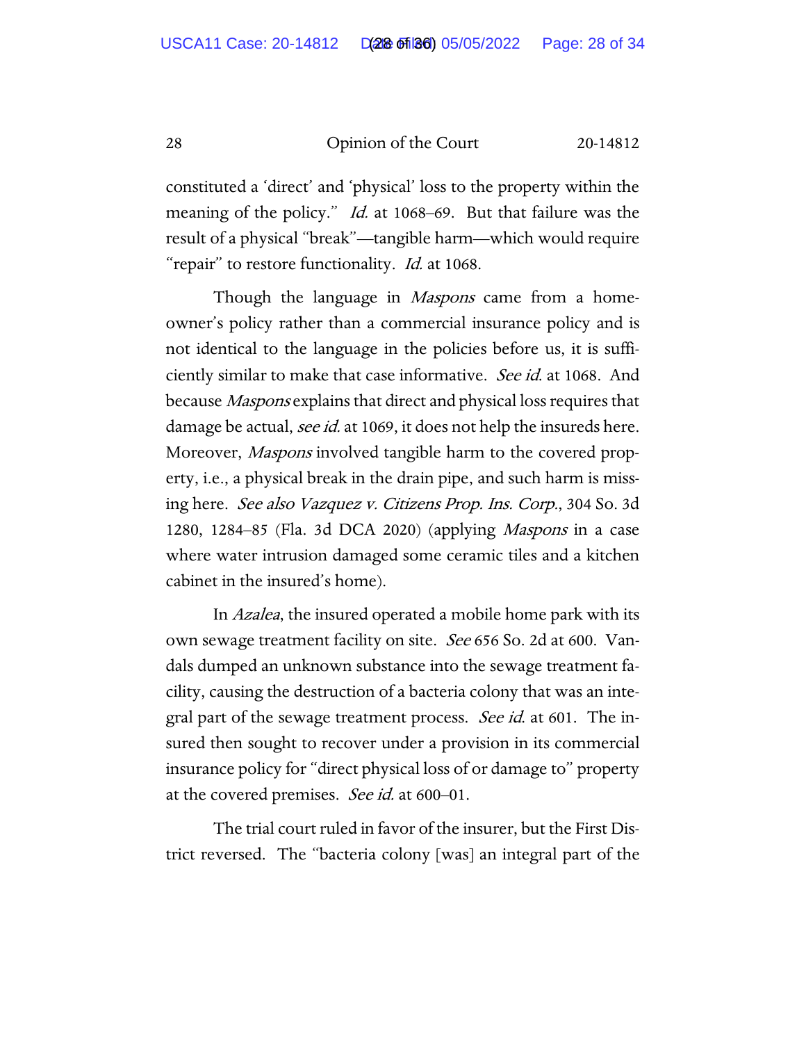constituted a 'direct' and 'physical' loss to the property within the meaning of the policy." *Id.* at 1068–69. But that failure was the result of a physical "break"—tangible harm—which would require "repair" to restore functionality. *Id.* at 1068.

Though the language in *Maspons* came from a homeowner's policy rather than a commercial insurance policy and is not identical to the language in the policies before us, it is sufficiently similar to make that case informative. *See id.* at 1068. And because *Maspons* explains that direct and physical loss requires that damage be actual, *see id.* at 1069, it does not help the insureds here. Moreover, *Maspons* involved tangible harm to the covered property, i.e., a physical break in the drain pipe, and such harm is missing here. *See also Vazquez v. Citizens Prop. Ins. Corp.*, 304 So. 3d 1280, 1284–85 (Fla. 3d DCA 2020) (applying *Maspons* in a case where water intrusion damaged some ceramic tiles and a kitchen cabinet in the insured's home).

In *Azalea*, the insured operated a mobile home park with its own sewage treatment facility on site. *See* 656 So. 2d at 600. Vandals dumped an unknown substance into the sewage treatment facility, causing the destruction of a bacteria colony that was an integral part of the sewage treatment process. *See id.* at 601. The insured then sought to recover under a provision in its commercial insurance policy for "direct physical loss of or damage to" property at the covered premises. *See id.* at 600–01.

The trial court ruled in favor of the insurer, but the First District reversed. The "bacteria colony [was] an integral part of the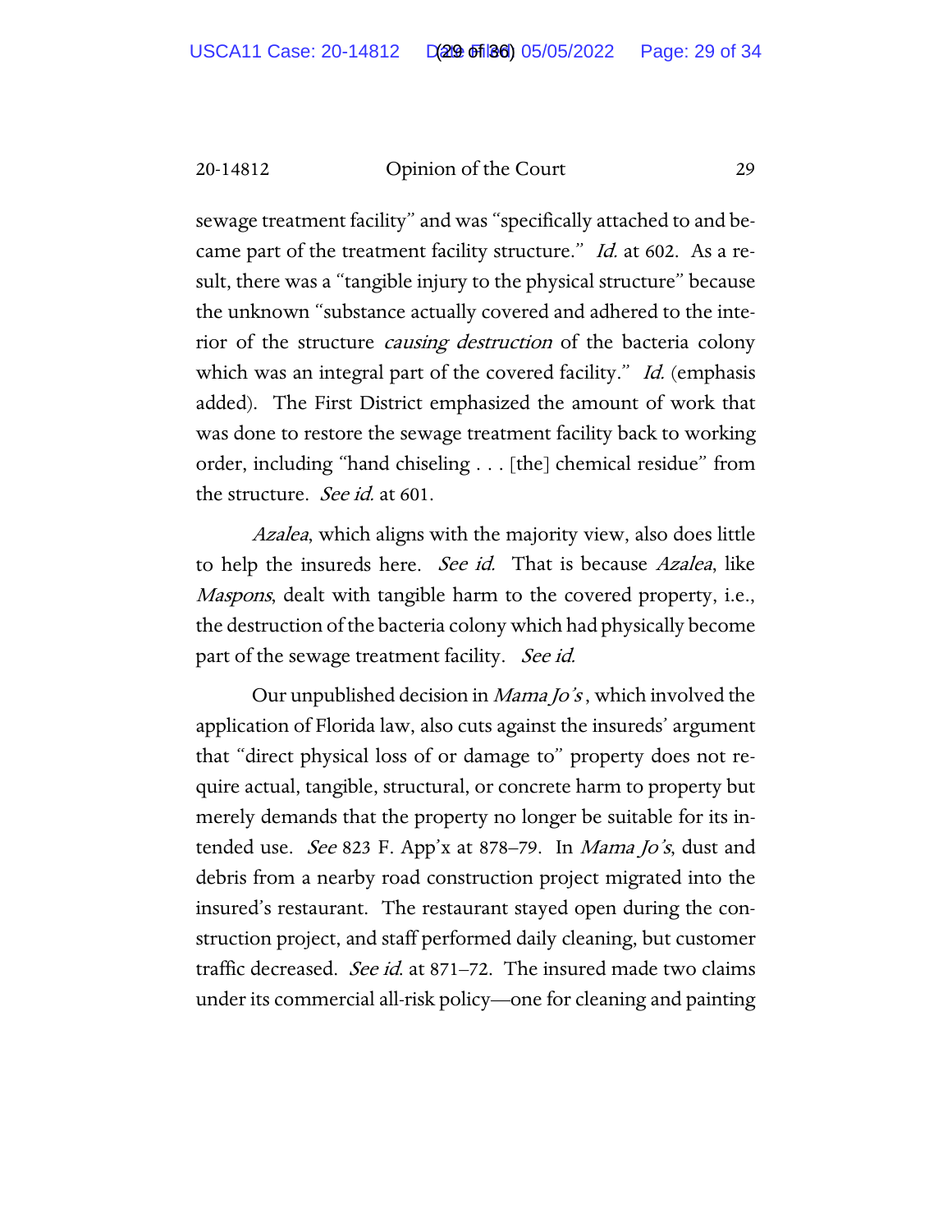sewage treatment facility" and was "specifically attached to and became part of the treatment facility structure." *Id.* at 602. As a result, there was a "tangible injury to the physical structure" because the unknown "substance actually covered and adhered to the interior of the structure *causing destruction* of the bacteria colony which was an integral part of the covered facility." *Id.* (emphasis added). The First District emphasized the amount of work that was done to restore the sewage treatment facility back to working order, including "hand chiseling . . . [the] chemical residue" from the structure. *See id.* at 601.

*Azalea*, which aligns with the majority view, also does little to help the insureds here. *See id.* That is because *Azalea*, like *Maspons*, dealt with tangible harm to the covered property, i.e., the destruction of the bacteria colony which had physically become part of the sewage treatment facility. *See id.*

Our unpublished decision in *Mama Jo's*, which involved the application of Florida law, also cuts against the insureds' argument that "direct physical loss of or damage to" property does not require actual, tangible, structural, or concrete harm to property but merely demands that the property no longer be suitable for its intended use. *See* 823 F. App'x at 878–79. In *Mama Jo's*, dust and debris from a nearby road construction project migrated into the insured's restaurant. The restaurant stayed open during the construction project, and staff performed daily cleaning, but customer traffic decreased. *See id.* at 871–72. The insured made two claims under its commercial all-risk policy—one for cleaning and painting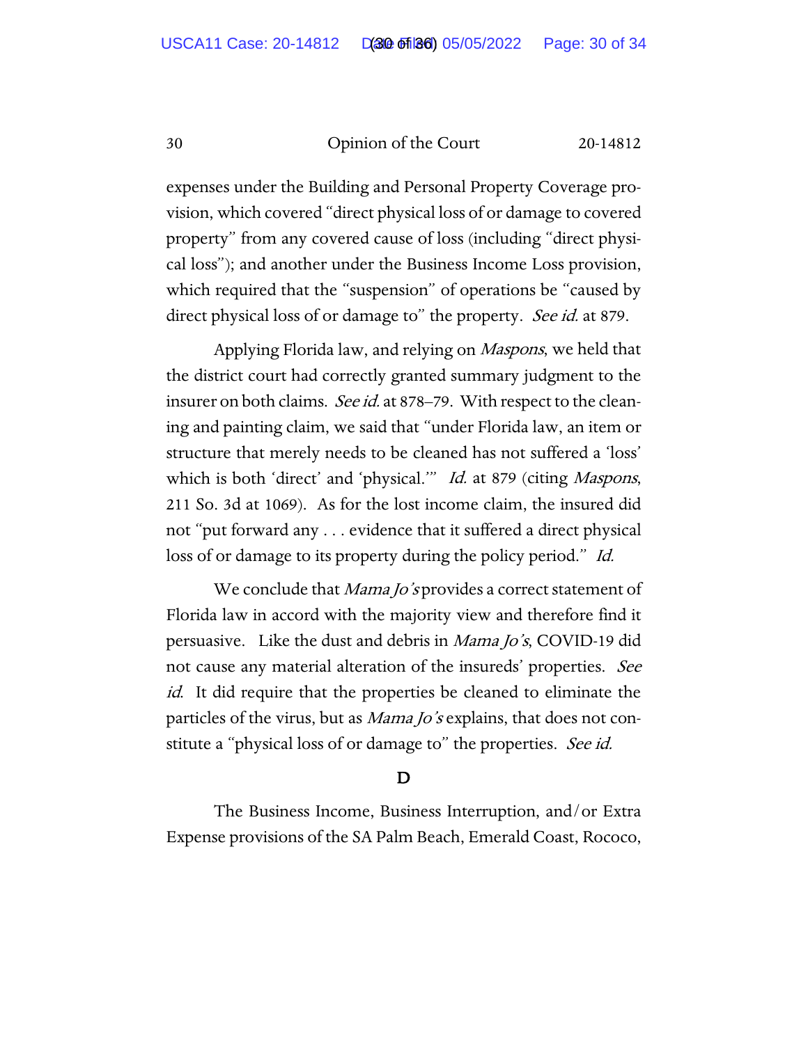expenses under the Building and Personal Property Coverage provision, which covered "direct physical loss of or damage to covered property" from any covered cause of loss (including "direct physical loss"); and another under the Business Income Loss provision, which required that the "suspension" of operations be "caused by direct physical loss of or damage to" the property. *See id.* at 879.

Applying Florida law, and relying on *Maspons*, we held that the district court had correctly granted summary judgment to the insurer on both claims. *See id.* at 878–79. With respect to the cleaning and painting claim, we said that "under Florida law, an item or structure that merely needs to be cleaned has not suffered a 'loss' which is both 'direct' and 'physical.'" *Id.* at 879 (citing *Maspons*, 211 So. 3d at 1069). As for the lost income claim, the insured did not "put forward any . . . evidence that it suffered a direct physical loss of or damage to its property during the policy period." *Id.*

We conclude that *Mama Jo's* provides a correct statement of Florida law in accord with the majority view and therefore find it persuasive. Like the dust and debris in *Mama Jo's*, COVID-19 did not cause any material alteration of the insureds' properties. *See id.* It did require that the properties be cleaned to eliminate the particles of the virus, but as *Mama Jo's* explains, that does not constitute a "physical loss of or damage to" the properties. *See id.*

### D

The Business Income, Business Interruption, and/or Extra Expense provisions of the SA Palm Beach, Emerald Coast, Rococo,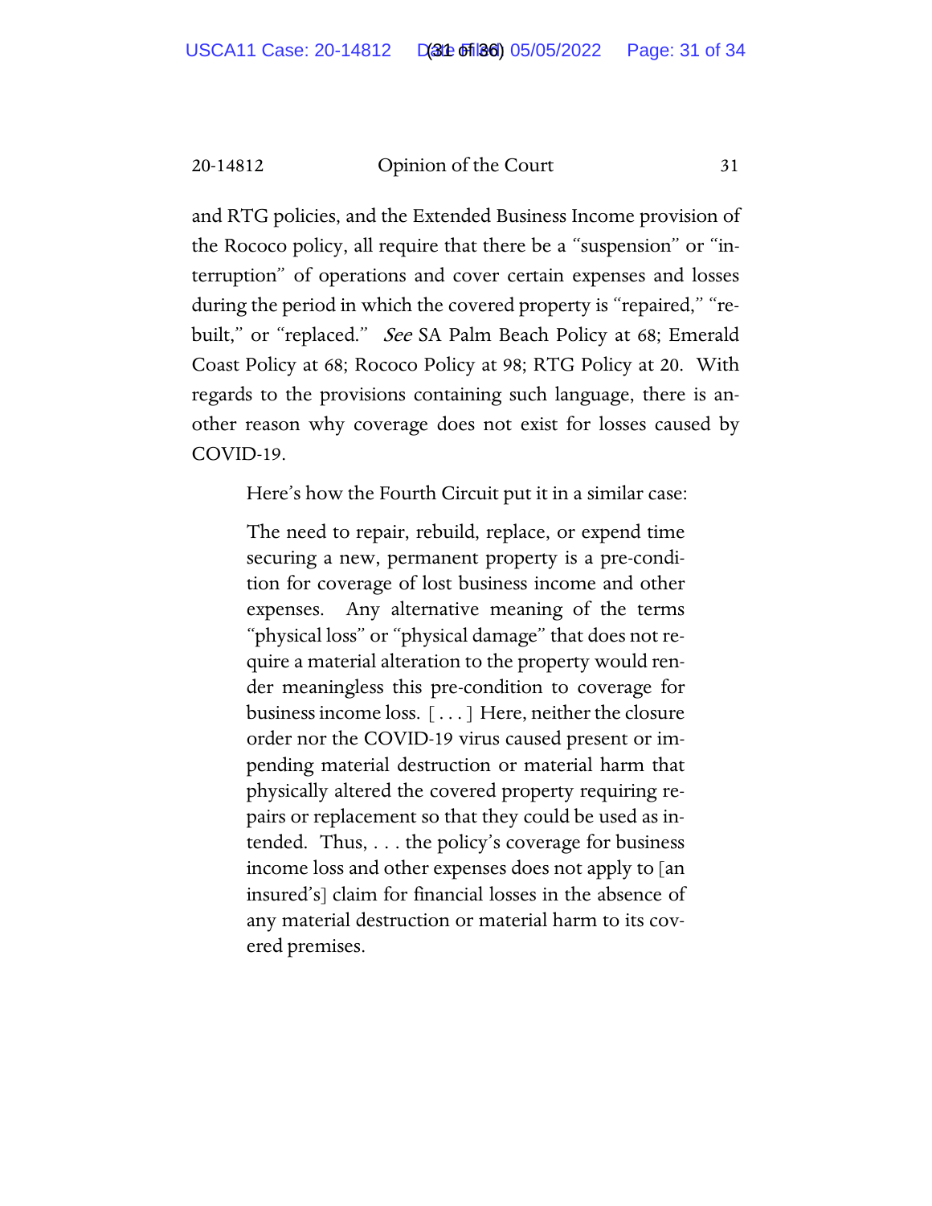and RTG policies, and the Extended Business Income provision of the Rococo policy, all require that there be a "suspension" or "interruption" of operations and cover certain expenses and losses during the period in which the covered property is "repaired," "rebuilt," or "replaced." *See* SA Palm Beach Policy at 68; Emerald Coast Policy at 68; Rococo Policy at 98; RTG Policy at 20. With regards to the provisions containing such language, there is another reason why coverage does not exist for losses caused by COVID-19.

Here's how the Fourth Circuit put it in a similar case:

> The need to repair, rebuild, replace, or expend time securing a new, permanent property is a pre-condition for coverage of lost business income and other expenses. Any alternative meaning of the terms "physical loss" or "physical damage" that does not require a material alteration to the property would render meaningless this pre-condition to coverage for business income loss. [ . . . ] Here, neither the closure order nor the COVID-19 virus caused present or impending material destruction or material harm that physically altered the covered property requiring repairs or replacement so that they could be used as intended. Thus, . . . the policy's coverage for business income loss and other expenses does not apply to [an insured's] claim for financial losses in the absence of any material destruction or material harm to its covered premises.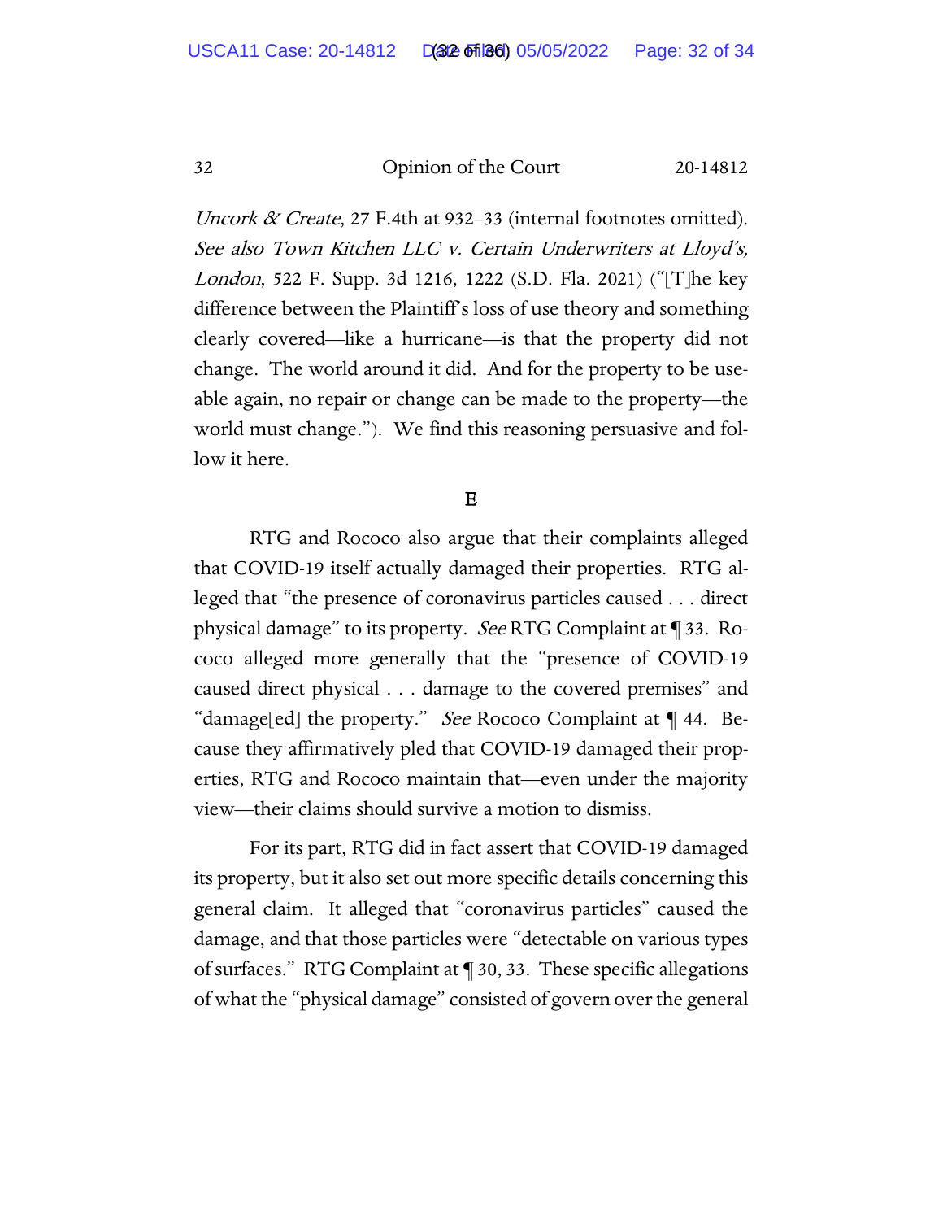*Uncork & Create*, 27 F.4th at 932–33 (internal footnotes omitted). *See also Town Kitchen LLC v. Certain Underwriters at Lloyd's, London*, 522 F. Supp. 3d 1216, 1222 (S.D. Fla. 2021) ("[T]he key difference between the Plaintiff's loss of use theory and something clearly covered—like a hurricane—is that the property did not change. The world around it did. And for the property to be useable again, no repair or change can be made to the property—the world must change."). We find this reasoning persuasive and follow it here.

## E

RTG and Rococo also argue that their complaints alleged that COVID-19 itself actually damaged their properties. RTG alleged that "the presence of coronavirus particles caused . . . direct physical damage" to its property. *See* RTG Complaint at ¶ 33. Rococo alleged more generally that the "presence of COVID-19 caused direct physical . . . damage to the covered premises" and "damage[ed] the property." *See* Rococo Complaint at ¶ 44. Because they affirmatively pled that COVID-19 damaged their properties, RTG and Rococo maintain that—even under the majority view—their claims should survive a motion to dismiss.

For its part, RTG did in fact assert that COVID-19 damaged its property, but it also set out more specific details concerning this general claim. It alleged that "coronavirus particles" caused the damage, and that those particles were "detectable on various types of surfaces." RTG Complaint at ¶ 30, 33. These specific allegations of what the "physical damage" consisted of govern over the general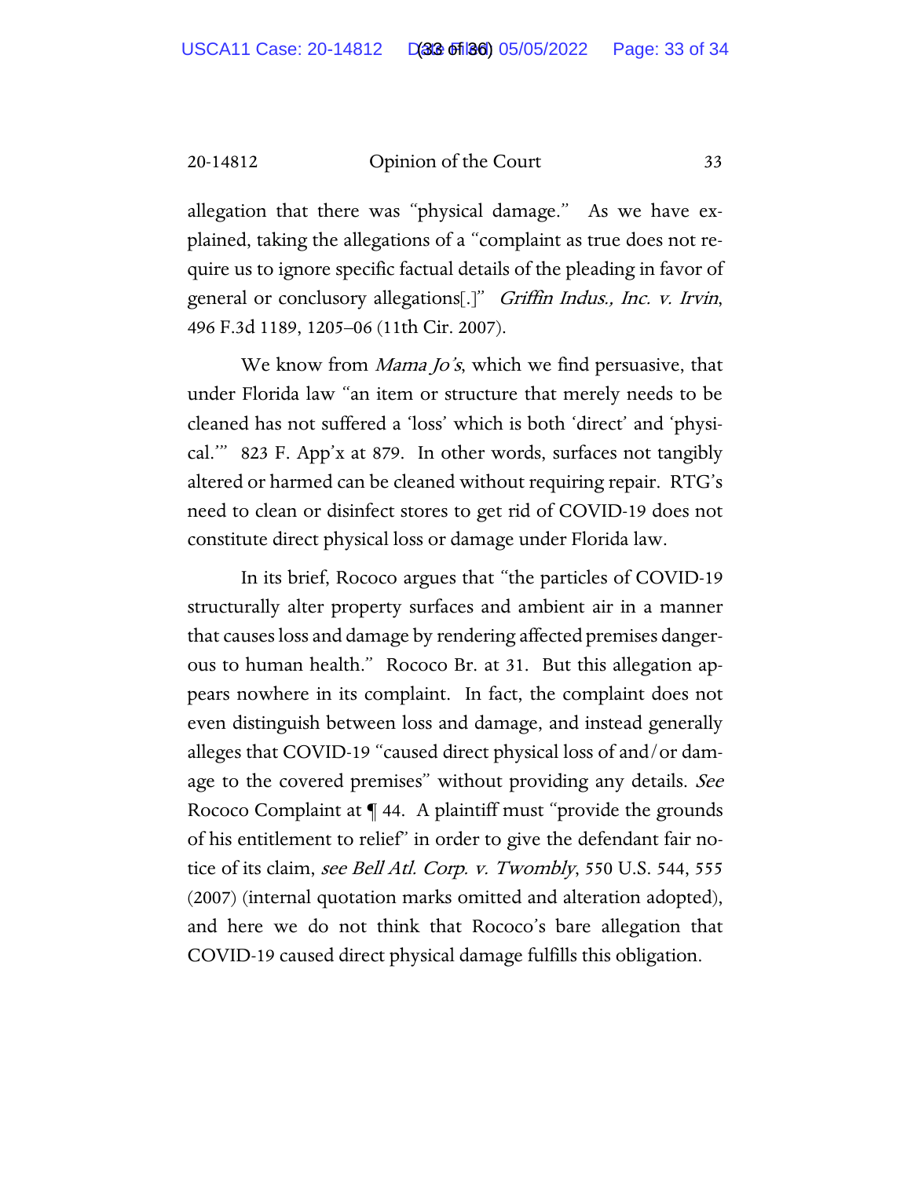allegation that there was "physical damage." As we have explained, taking the allegations of a "complaint as true does not require us to ignore specific factual details of the pleading in favor of general or conclusory allegations[.]" *Griffin Indus., Inc. v. Irvin*, 496 F.3d 1189, 1205–06 (11th Cir. 2007).

We know from *Mama Jo's*, which we find persuasive, that under Florida law "an item or structure that merely needs to be cleaned has not suffered a 'loss' which is both 'direct' and 'physical.'" 823 F. App'x at 879. In other words, surfaces not tangibly altered or harmed can be cleaned without requiring repair. RTG's need to clean or disinfect stores to get rid of COVID-19 does not constitute direct physical loss or damage under Florida law.

In its brief, Rococo argues that "the particles of COVID-19 structurally alter property surfaces and ambient air in a manner that causes loss and damage by rendering affected premises dangerous to human health." Rococo Br. at 31. But this allegation appears nowhere in its complaint. In fact, the complaint does not even distinguish between loss and damage, and instead generally alleges that COVID-19 "caused direct physical loss of and/or damage to the covered premises" without providing any details. *See* Rococo Complaint at ¶ 44. A plaintiff must "provide the grounds of his entitlement to relief" in order to give the defendant fair notice of its claim, *see Bell Atl. Corp. v. Twombly*, 550 U.S. 544, 555 (2007) (internal quotation marks omitted and alteration adopted), and here we do not think that Rococo's bare allegation that COVID-19 caused direct physical damage fulfills this obligation.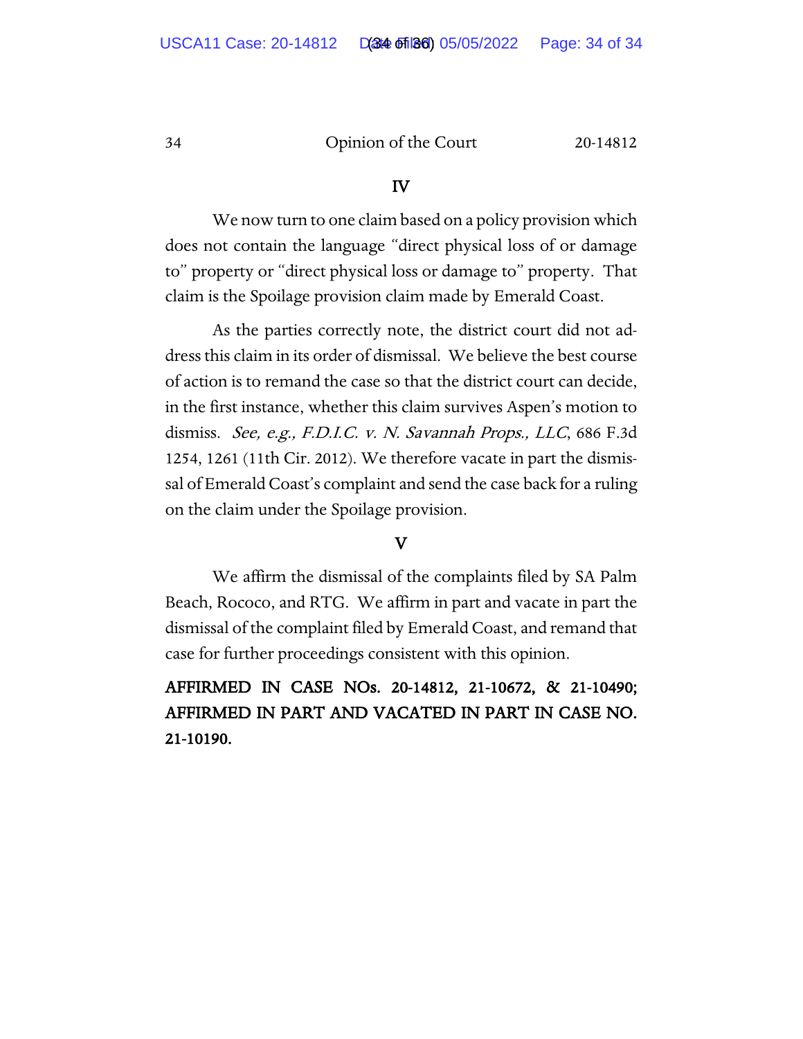## IV

We now turn to one claim based on a policy provision which does not contain the language "direct physical loss of or damage to" property or "direct physical loss or damage to" property. That claim is the Spoilage provision claim made by Emerald Coast.

As the parties correctly note, the district court did not address this claim in its order of dismissal. We believe the best course of action is to remand the case so that the district court can decide, in the first instance, whether this claim survives Aspen's motion to dismiss. *See, e.g., F.D.I.C. v. N. Savannah Props., LLC*, 686 F.3d 1254, 1261 (11th Cir. 2012). We therefore vacate in part the dismissal of Emerald Coast's complaint and send the case back for a ruling on the claim under the Spoilage provision.

## V

We affirm the dismissal of the complaints filed by SA Palm Beach, Rococo, and RTG. We affirm in part and vacate in part the dismissal of the complaint filed by Emerald Coast, and remand that case for further proceedings consistent with this opinion.

**AFFIRMED IN CASE NOs. 20-14812, 21-10672, & 21-10490; AFFIRMED IN PART AND VACATED IN PART IN CASE NO. 21-10190.**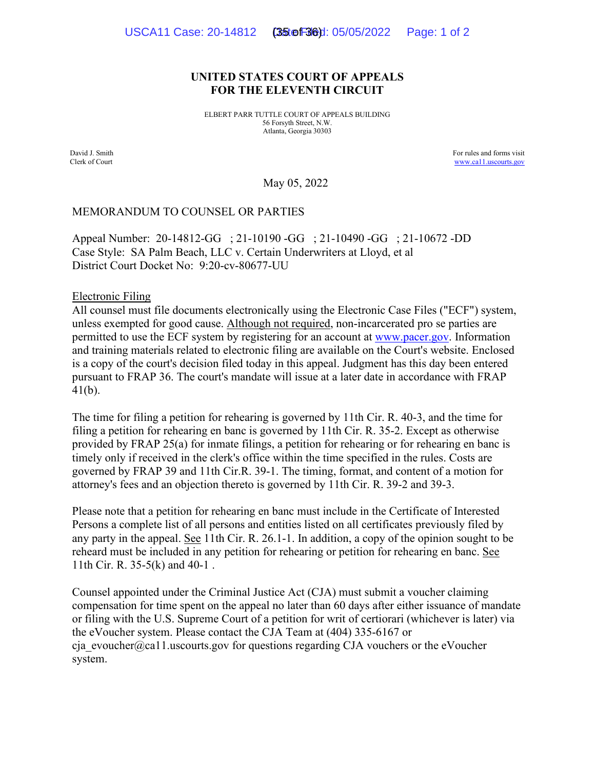**UNITED STATES COURT OF APPEALS**
**FOR THE ELEVENTH CIRCUIT**

ELBERT PARR TUTTLE COURT OF APPEALS BUILDING
56 Forsyth Street, N.W.
Atlanta, Georgia 30303

David J. Smith
Clerk of Court

For rules and forms visit
www.ca11.uscourts.gov

May 05, 2022

MEMORANDUM TO COUNSEL OR PARTIES

Appeal Number: 20-14812-GG ; 21-10190 -GG ; 21-10490 -GG ; 21-10672 -DD
Case Style: SA Palm Beach, LLC v. Certain Underwriters at Lloyd, et al
District Court Docket No: 9:20-cv-80677-UU

Electronic Filing

All counsel must file documents electronically using the Electronic Case Files ("ECF") system, unless exempted for good cause. Although not required, non-incarcerated pro se parties are permitted to use the ECF system by registering for an account at www.pacer.gov. Information and training materials related to electronic filing are available on the Court's website. Enclosed is a copy of the court's decision filed today in this appeal. Judgment has this day been entered pursuant to FRAP 36. The court's mandate will issue at a later date in accordance with FRAP 41(b).

The time for filing a petition for rehearing is governed by 11th Cir. R. 40-3, and the time for filing a petition for rehearing en banc is governed by 11th Cir. R. 35-2. Except as otherwise provided by FRAP 25(a) for inmate filings, a petition for rehearing or for rehearing en banc is timely only if received in the clerk's office within the time specified in the rules. Costs are governed by FRAP 39 and 11th Cir.R. 39-1. The timing, format, and content of a motion for attorney's fees and an objection thereto is governed by 11th Cir. R. 39-2 and 39-3.

Please note that a petition for rehearing en banc must include in the Certificate of Interested Persons a complete list of all persons and entities listed on all certificates previously filed by any party in the appeal. See 11th Cir. R. 26.1-1. In addition, a copy of the opinion sought to be reheard must be included in any petition for rehearing or petition for rehearing en banc. See 11th Cir. R. 35-5(k) and 40-1 .

Counsel appointed under the Criminal Justice Act (CJA) must submit a voucher claiming compensation for time spent on the appeal no later than 60 days after either issuance of mandate or filing with the U.S. Supreme Court of a petition for writ of certiorari (whichever is later) via the eVoucher system. Please contact the CJA Team at (404) 335-6167 or cja_evoucher@ca11.uscourts.gov for questions regarding CJA vouchers or the eVoucher system.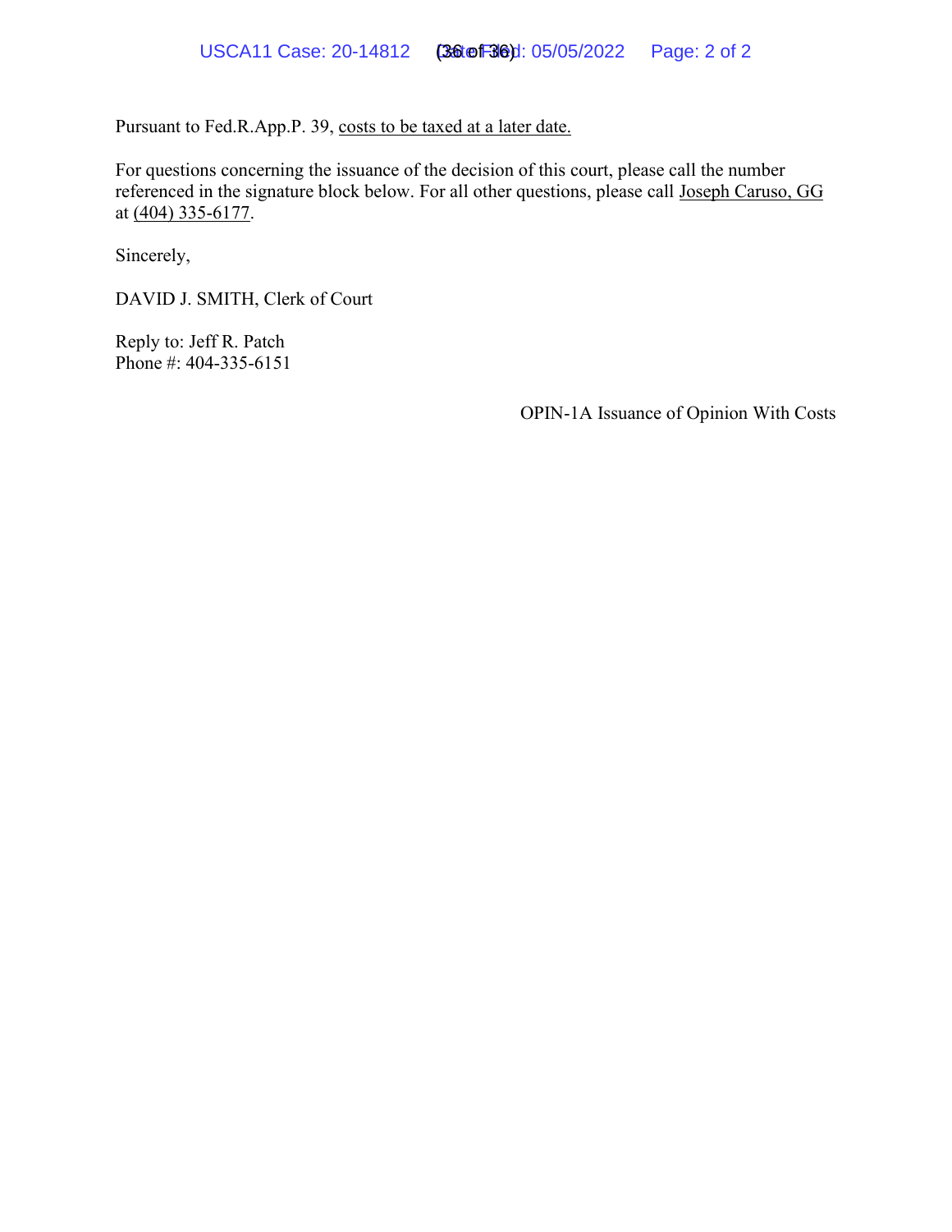Pursuant to Fed.R.App.P. 39, costs to be taxed at a later date.

For questions concerning the issuance of the decision of this court, please call the number referenced in the signature block below. For all other questions, please call Joseph Caruso, GG at (404) 335-6177.

Sincerely,

DAVID J. SMITH, Clerk of Court

Reply to: Jeff R. Patch
Phone #: 404-335-6151

OPIN-1A Issuance of Opinion With Costs